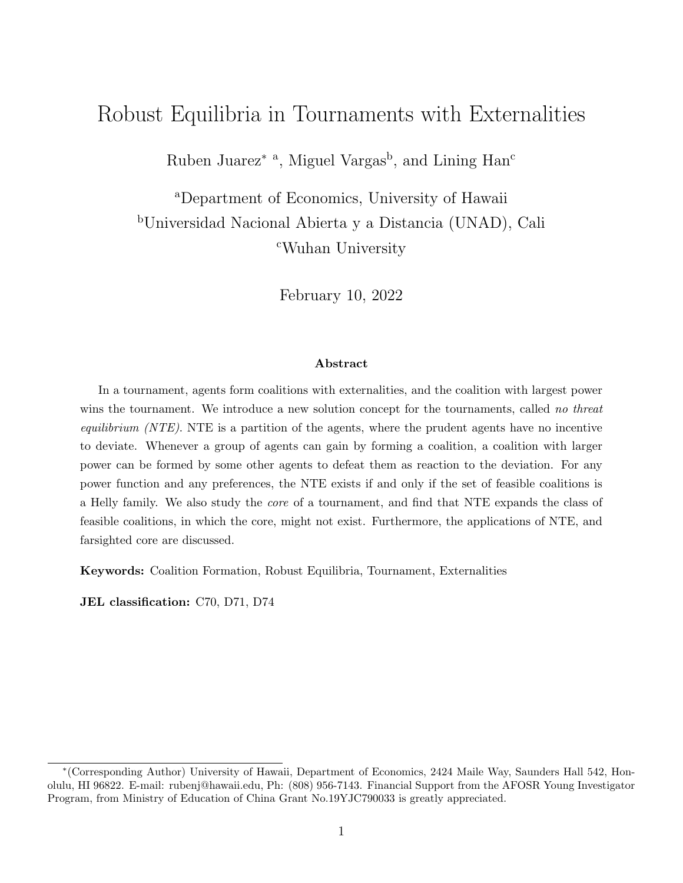# Robust Equilibria in Tournaments with Externalities

Ruben Juarez* [a], Miguel Vargas[b], and Lining Han[c]

[a]Department of Economics, University of Hawaii
[b]Universidad Nacional Abierta y a Distancia (UNAD), Cali
[c]Wuhan University

February 10, 2022

### Abstract

In a tournament, agents form coalitions with externalities, and the coalition with largest power wins the tournament. We introduce a new solution concept for the tournaments, called *no threat equilibrium (NTE)*. NTE is a partition of the agents, where the prudent agents have no incentive to deviate. Whenever a group of agents can gain by forming a coalition, a coalition with larger power can be formed by some other agents to defeat them as reaction to the deviation. For any power function and any preferences, the NTE exists if and only if the set of feasible coalitions is a Helly family. We also study the *core* of a tournament, and find that NTE expands the class of feasible coalitions, in which the core, might not exist. Furthermore, the applications of NTE, and farsighted core are discussed.

**Keywords:** Coalition Formation, Robust Equilibria, Tournament, Externalities

**JEL classification:** C70, D71, D74

*(Corresponding Author) University of Hawaii, Department of Economics, 2424 Maile Way, Saunders Hall 542, Honolulu, HI 96822. E-mail: rubenj@hawaii.edu, Ph: (808) 956-7143. Financial Support from the AFOSR Young Investigator Program, from Ministry of Education of China Grant No.19YJC790033 is greatly appreciated.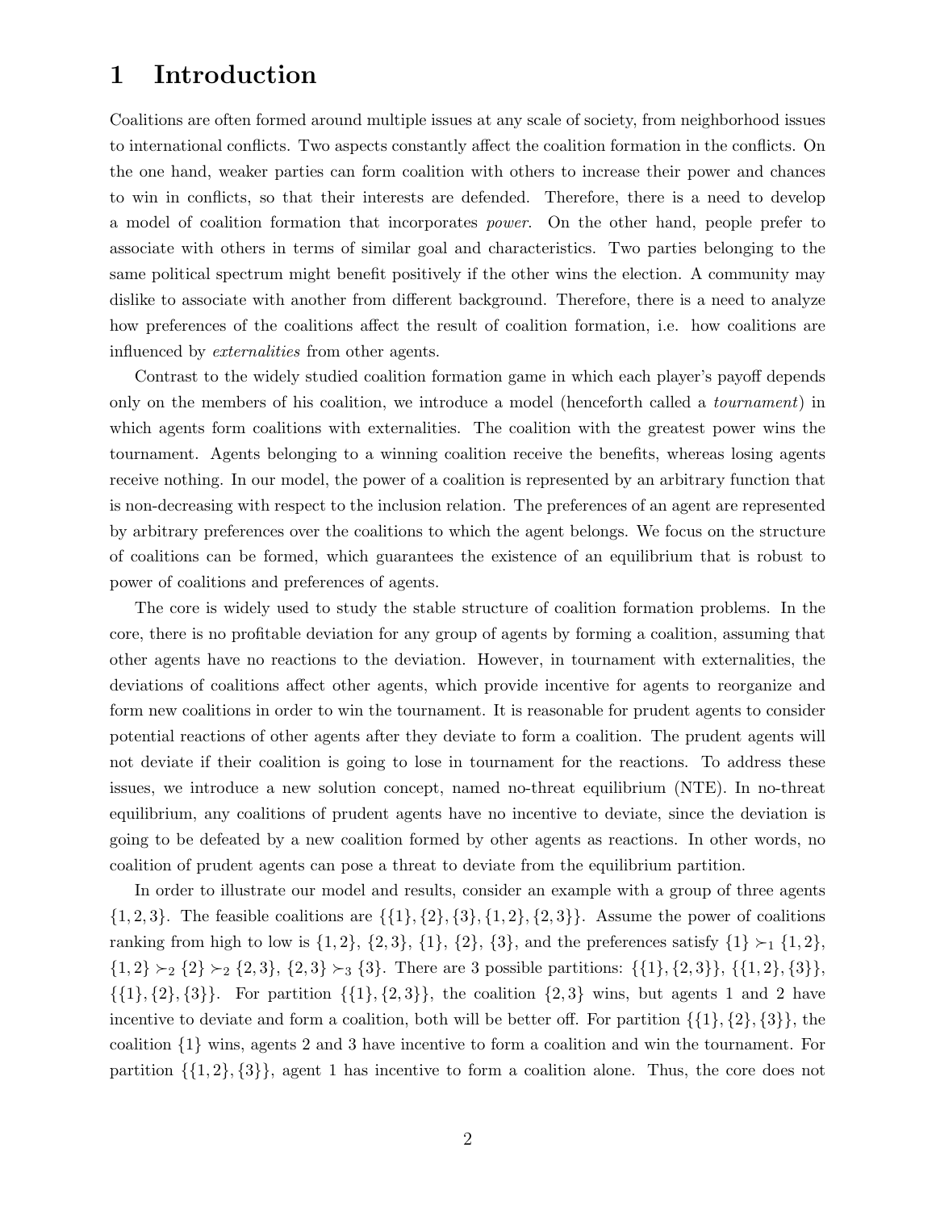# 1 Introduction

Coalitions are often formed around multiple issues at any scale of society, from neighborhood issues to international conflicts. Two aspects constantly affect the coalition formation in the conflicts. On the one hand, weaker parties can form coalition with others to increase their power and chances to win in conflicts, so that their interests are defended. Therefore, there is a need to develop a model of coalition formation that incorporates *power*. On the other hand, people prefer to associate with others in terms of similar goal and characteristics. Two parties belonging to the same political spectrum might benefit positively if the other wins the election. A community may dislike to associate with another from different background. Therefore, there is a need to analyze how preferences of the coalitions affect the result of coalition formation, i.e. how coalitions are influenced by *externalities* from other agents.

Contrast to the widely studied coalition formation game in which each player's payoff depends only on the members of his coalition, we introduce a model (henceforth called a *tournament*) in which agents form coalitions with externalities. The coalition with the greatest power wins the tournament. Agents belonging to a winning coalition receive the benefits, whereas losing agents receive nothing. In our model, the power of a coalition is represented by an arbitrary function that is non-decreasing with respect to the inclusion relation. The preferences of an agent are represented by arbitrary preferences over the coalitions to which the agent belongs. We focus on the structure of coalitions can be formed, which guarantees the existence of an equilibrium that is robust to power of coalitions and preferences of agents.

The core is widely used to study the stable structure of coalition formation problems. In the core, there is no profitable deviation for any group of agents by forming a coalition, assuming that other agents have no reactions to the deviation. However, in tournament with externalities, the deviations of coalitions affect other agents, which provide incentive for agents to reorganize and form new coalitions in order to win the tournament. It is reasonable for prudent agents to consider potential reactions of other agents after they deviate to form a coalition. The prudent agents will not deviate if their coalition is going to lose in tournament for the reactions. To address these issues, we introduce a new solution concept, named no-threat equilibrium (NTE). In no-threat equilibrium, any coalitions of prudent agents have no incentive to deviate, since the deviation is going to be defeated by a new coalition formed by other agents as reactions. In other words, no coalition of prudent agents can pose a threat to deviate from the equilibrium partition.

In order to illustrate our model and results, consider an example with a group of three agents $\{1, 2, 3\}$. The feasible coalitions are $\{\{1\}, \{2\}, \{3\}, \{1, 2\}, \{2, 3\}\}$. Assume the power of coalitions ranking from high to low is $\{1, 2\}$, $\{2, 3\}$, $\{1\}$, $\{2\}$, $\{3\}$, and the preferences satisfy $\{1\} \succ_1 \{1, 2\}$, $\{1, 2\} \succ_2 \{2\} \succ_2 \{2, 3\}$, $\{2, 3\} \succ_3 \{3\}$. There are 3 possible partitions: $\{\{1\}, \{2, 3\}\}$, $\{\{1, 2\}, \{3\}\}$, $\{\{1\}, \{2\}, \{3\}\}$. For partition $\{\{1\}, \{2, 3\}\}$, the coalition $\{2, 3\}$ wins, but agents 1 and 2 have incentive to deviate and form a coalition, both will be better off. For partition $\{\{1\}, \{2\}, \{3\}\}$, the coalition $\{1\}$ wins, agents 2 and 3 have incentive to form a coalition and win the tournament. For partition $\{\{1, 2\}, \{3\}\}$, agent 1 has incentive to form a coalition alone. Thus, the core does not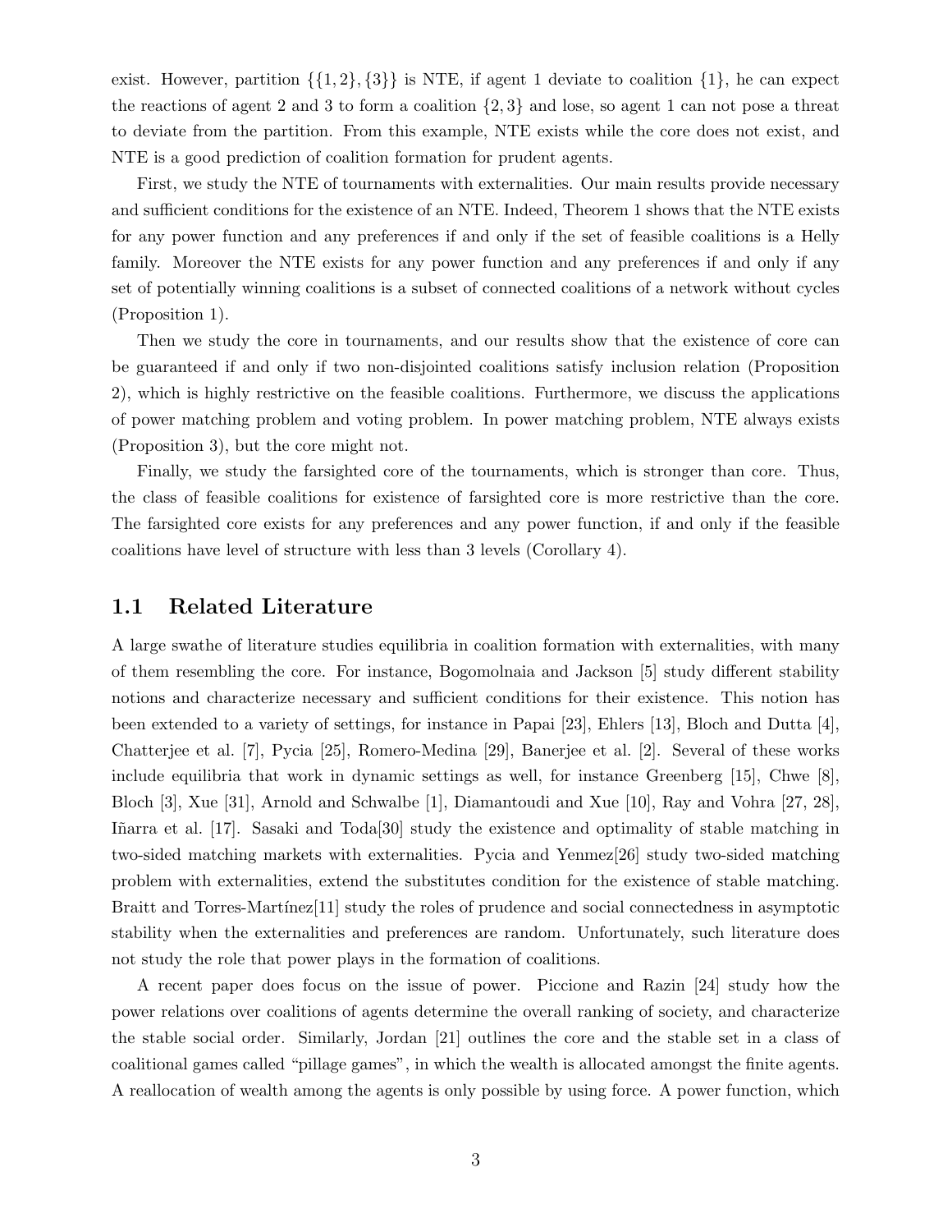exist. However, partition $\{\{1,2\},\{3\}\}$ is NTE, if agent 1 deviate to coalition $\{1\}$, he can expect the reactions of agent 2 and 3 to form a coalition $\{2,3\}$ and lose, so agent 1 can not pose a threat to deviate from the partition. From this example, NTE exists while the core does not exist, and NTE is a good prediction of coalition formation for prudent agents.

First, we study the NTE of tournaments with externalities. Our main results provide necessary and sufficient conditions for the existence of an NTE. Indeed, Theorem 1 shows that the NTE exists for any power function and any preferences if and only if the set of feasible coalitions is a Helly family. Moreover the NTE exists for any power function and any preferences if and only if any set of potentially winning coalitions is a subset of connected coalitions of a network without cycles (Proposition 1).

Then we study the core in tournaments, and our results show that the existence of core can be guaranteed if and only if two non-disjointed coalitions satisfy inclusion relation (Proposition 2), which is highly restrictive on the feasible coalitions. Furthermore, we discuss the applications of power matching problem and voting problem. In power matching problem, NTE always exists (Proposition 3), but the core might not.

Finally, we study the farsighted core of the tournaments, which is stronger than core. Thus, the class of feasible coalitions for existence of farsighted core is more restrictive than the core. The farsighted core exists for any preferences and any power function, if and only if the feasible coalitions have level of structure with less than 3 levels (Corollary 4).

## 1.1 Related Literature

A large swathe of literature studies equilibria in coalition formation with externalities, with many of them resembling the core. For instance, Bogomolnaia and Jackson [5] study different stability notions and characterize necessary and sufficient conditions for their existence. This notion has been extended to a variety of settings, for instance in Papai [23], Ehlers [13], Bloch and Dutta [4], Chatterjee et al. [7], Pycia [25], Romero-Medina [29], Banerjee et al. [2]. Several of these works include equilibria that work in dynamic settings as well, for instance Greenberg [15], Chwe [8], Bloch [3], Xue [31], Arnold and Schwalbe [1], Diamantoudi and Xue [10], Ray and Vohra [27, 28], Iñarra et al. [17]. Sasaki and Toda[30] study the existence and optimality of stable matching in two-sided matching markets with externalities. Pycia and Yenmez[26] study two-sided matching problem with externalities, extend the substitutes condition for the existence of stable matching. Braitt and Torres-Martínez[11] study the roles of prudence and social connectedness in asymptotic stability when the externalities and preferences are random. Unfortunately, such literature does not study the role that power plays in the formation of coalitions.

A recent paper does focus on the issue of power. Piccione and Razin [24] study how the power relations over coalitions of agents determine the overall ranking of society, and characterize the stable social order. Similarly, Jordan [21] outlines the core and the stable set in a class of coalitional games called "pillage games", in which the wealth is allocated amongst the finite agents. A reallocation of wealth among the agents is only possible by using force. A power function, which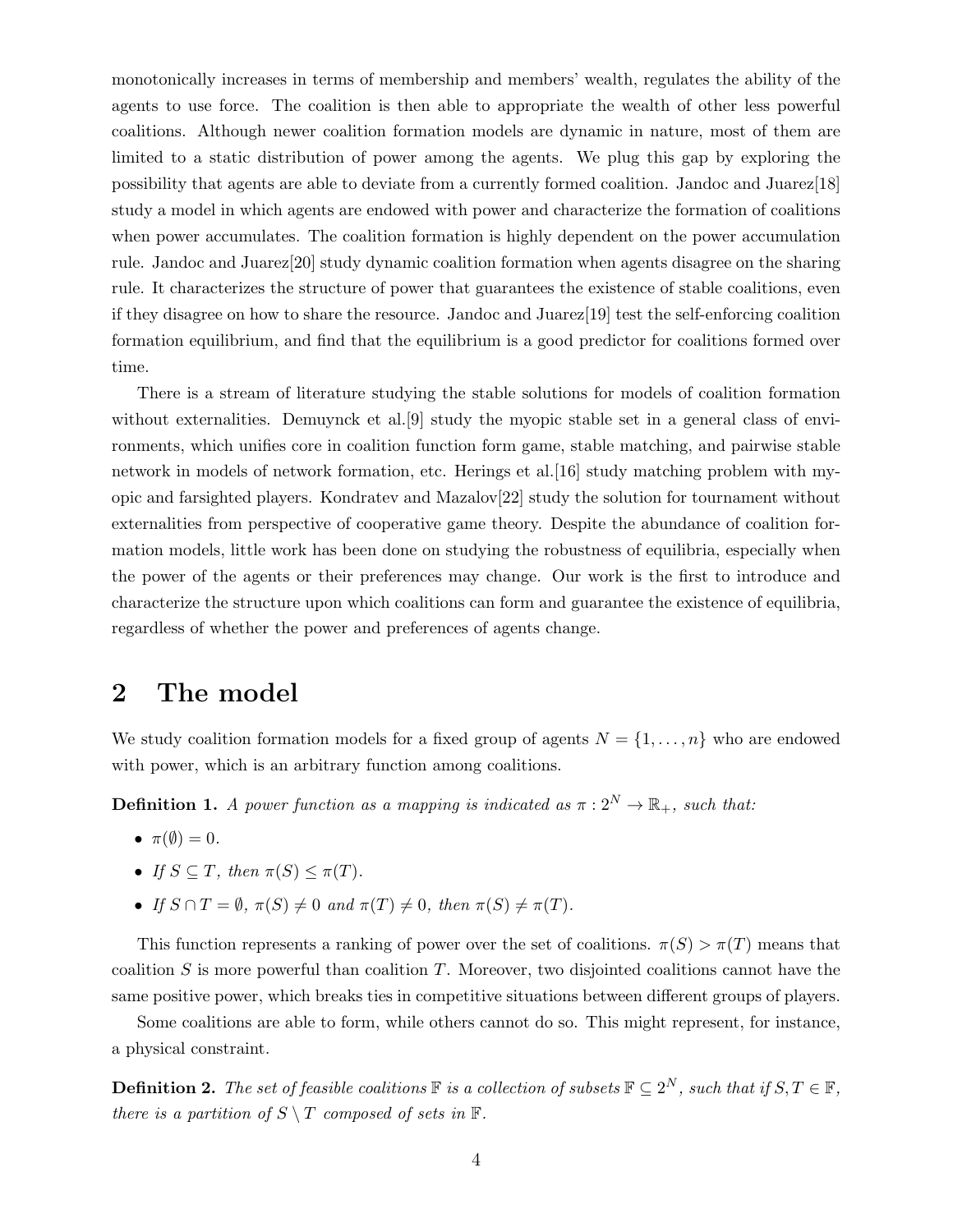monotonically increases in terms of membership and members' wealth, regulates the ability of the agents to use force. The coalition is then able to appropriate the wealth of other less powerful coalitions. Although newer coalition formation models are dynamic in nature, most of them are limited to a static distribution of power among the agents. We plug this gap by exploring the possibility that agents are able to deviate from a currently formed coalition. Jandoc and Juarez[18] study a model in which agents are endowed with power and characterize the formation of coalitions when power accumulates. The coalition formation is highly dependent on the power accumulation rule. Jandoc and Juarez[20] study dynamic coalition formation when agents disagree on the sharing rule. It characterizes the structure of power that guarantees the existence of stable coalitions, even if they disagree on how to share the resource. Jandoc and Juarez[19] test the self-enforcing coalition formation equilibrium, and find that the equilibrium is a good predictor for coalitions formed over time.

There is a stream of literature studying the stable solutions for models of coalition formation without externalities. Demuynck et al.[9] study the myopic stable set in a general class of environments, which unifies core in coalition function form game, stable matching, and pairwise stable network in models of network formation, etc. Herings et al.[16] study matching problem with myopic and farsighted players. Kondratev and Mazalov[22] study the solution for tournament without externalities from perspective of cooperative game theory. Despite the abundance of coalition formation models, little work has been done on studying the robustness of equilibria, especially when the power of the agents or their preferences may change. Our work is the first to introduce and characterize the structure upon which coalitions can form and guarantee the existence of equilibria, regardless of whether the power and preferences of agents change.

## 2 The model

We study coalition formation models for a fixed group of agents $N = \{1, \ldots, n\}$ who are endowed with power, which is an arbitrary function among coalitions.

**Definition 1.** *A power function as a mapping is indicated as $\pi : 2^N \to \mathbb{R}_+$, such that:*

- $\pi(\emptyset) = 0$.
- *If $S \subseteq T$, then $\pi(S) \leq \pi(T)$.*
- *If $S \cap T = \emptyset$, $\pi(S) \neq 0$ and $\pi(T) \neq 0$, then $\pi(S) \neq \pi(T)$.*

This function represents a ranking of power over the set of coalitions. $\pi(S) > \pi(T)$ means that coalition $S$ is more powerful than coalition $T$. Moreover, two disjointed coalitions cannot have the same positive power, which breaks ties in competitive situations between different groups of players.

Some coalitions are able to form, while others cannot do so. This might represent, for instance, a physical constraint.

**Definition 2.** *The set of feasible coalitions $\mathbb{F}$ is a collection of subsets $\mathbb{F} \subseteq 2^N$, such that if $S, T \in \mathbb{F}$, there is a partition of $S \setminus T$ composed of sets in $\mathbb{F}$.*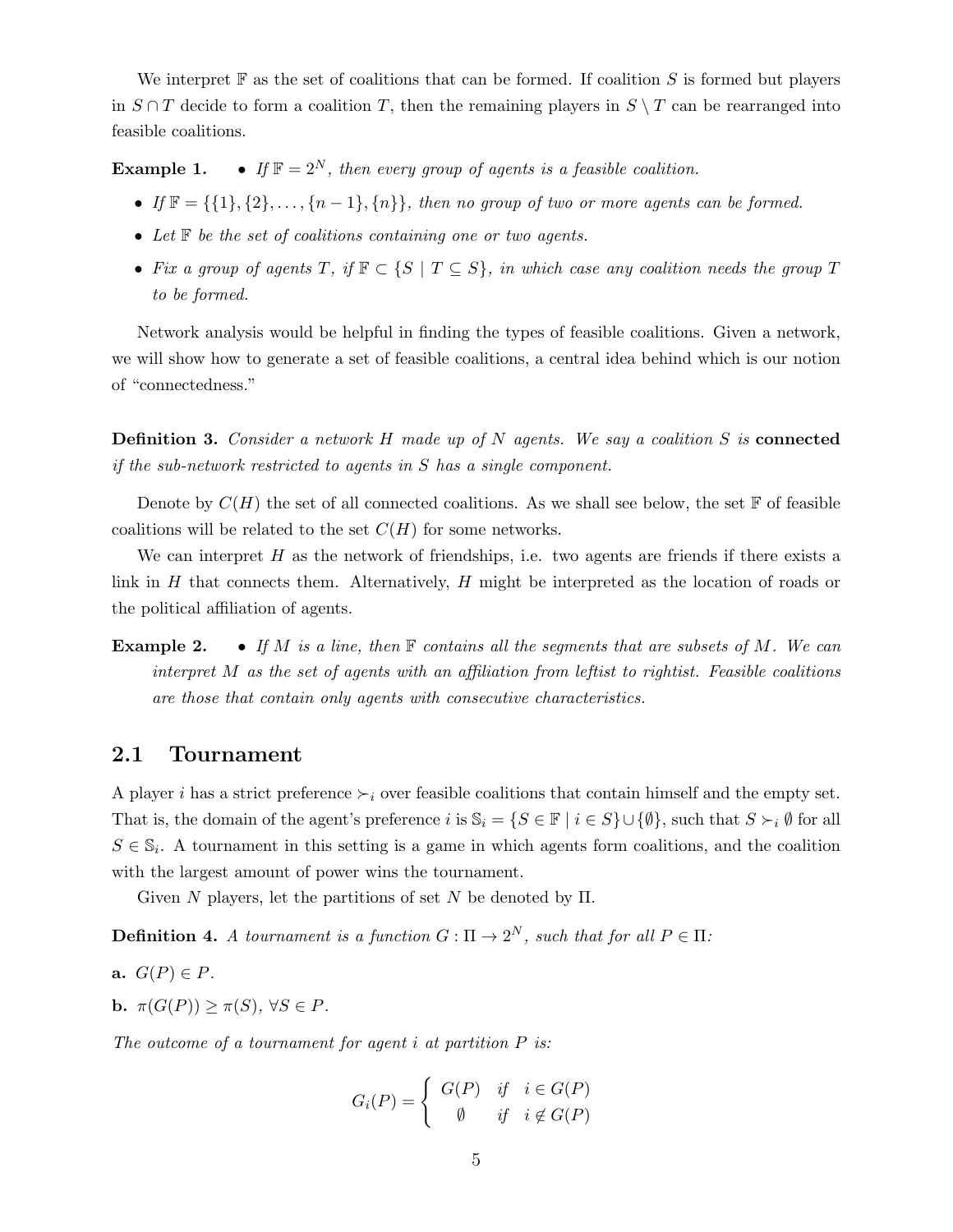We interpret $\mathbb{F}$ as the set of coalitions that can be formed. If coalition $S$ is formed but players in $S \cap T$ decide to form a coalition $T$, then the remaining players in $S \setminus T$ can be rearranged into feasible coalitions.

**Example 1.**

- *If $\mathbb{F} = 2^N$, then every group of agents is a feasible coalition.*
- *If $\mathbb{F} = \{\{1\}, \{2\}, \ldots, \{n-1\}, \{n\}\}$, then no group of two or more agents can be formed.*
- *Let $\mathbb{F}$ be the set of coalitions containing one or two agents.*
- *Fix a group of agents $T$, if $\mathbb{F} \subset \{S \mid T \subseteq S\}$, in which case any coalition needs the group $T$ to be formed.*

Network analysis would be helpful in finding the types of feasible coalitions. Given a network, we will show how to generate a set of feasible coalitions, a central idea behind which is our notion of "connectedness."

**Definition 3.** *Consider a network $H$ made up of $N$ agents. We say a coalition $S$ is* **connected** *if the sub-network restricted to agents in $S$ has a single component.*

Denote by $C(H)$ the set of all connected coalitions. As we shall see below, the set $\mathbb{F}$ of feasible coalitions will be related to the set $C(H)$ for some networks.

We can interpret $H$ as the network of friendships, i.e. two agents are friends if there exists a link in $H$ that connects them. Alternatively, $H$ might be interpreted as the location of roads or the political affiliation of agents.

**Example 2.**

- *If $M$ is a line, then $\mathbb{F}$ contains all the segments that are subsets of $M$. We can interpret $M$ as the set of agents with an affiliation from leftist to rightist. Feasible coalitions are those that contain only agents with consecutive characteristics.*

## 2.1 Tournament

A player $i$ has a strict preference $\succ_i$ over feasible coalitions that contain himself and the empty set. That is, the domain of the agent's preference $i$ is $\mathbb{S}_i = \{S \in \mathbb{F} \mid i \in S\} \cup \{\emptyset\}$, such that $S \succ_i \emptyset$ for all $S \in \mathbb{S}_i$. A tournament in this setting is a game in which agents form coalitions, and the coalition with the largest amount of power wins the tournament.

Given $N$ players, let the partitions of set $N$ be denoted by $\Pi$.

**Definition 4.** *A tournament is a function $G : \Pi \to 2^N$, such that for all $P \in \Pi$:*

**a.** $G(P) \in P$.

**b.** $\pi(G(P)) \geq \pi(S)$, $\forall S \in P$.

*The outcome of a tournament for agent $i$ at partition $P$ is:*

$$G_i(P) = \begin{cases} G(P) & \text{if} \quad i \in G(P) \\ \emptyset & \text{if} \quad i \notin G(P) \end{cases}$$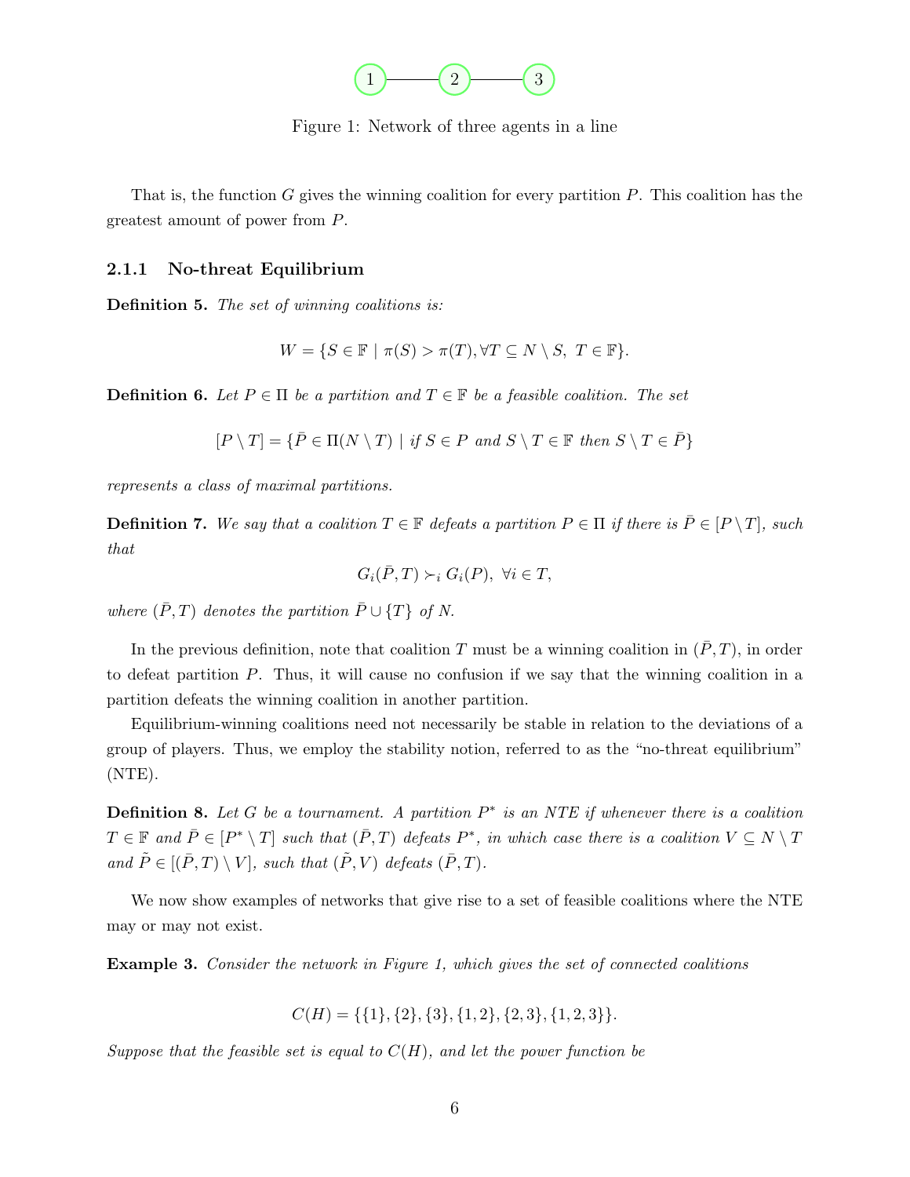Figure 1: Network of three agents in a line

That is, the function $G$ gives the winning coalition for every partition $P$. This coalition has the greatest amount of power from $P$.

### 2.1.1 No-threat Equilibrium

**Definition 5.** *The set of winning coalitions is:*

$$W = \{S \in \mathbb{F} \mid \pi(S) > \pi(T), \forall T \subseteq N \setminus S,\ T \in \mathbb{F}\}.$$

**Definition 6.** *Let $P \in \Pi$ be a partition and $T \in \mathbb{F}$ be a feasible coalition. The set*

$$[P \setminus T] = \{\bar{P} \in \Pi(N \setminus T) \mid \text{if } S \in P \text{ and } S \setminus T \in \mathbb{F} \text{ then } S \setminus T \in \bar{P}\}$$

*represents a class of maximal partitions.*

**Definition 7.** *We say that a coalition $T \in \mathbb{F}$ defeats a partition $P \in \Pi$ if there is $\bar{P} \in [P \setminus T]$, such that*

$$G_i(\bar{P}, T) \succ_i G_i(P),\ \forall i \in T,$$

*where $(\bar{P}, T)$ denotes the partition $\bar{P} \cup \{T\}$ of $N$.*

In the previous definition, note that coalition $T$ must be a winning coalition in $(\bar{P}, T)$, in order to defeat partition $P$. Thus, it will cause no confusion if we say that the winning coalition in a partition defeats the winning coalition in another partition.

Equilibrium-winning coalitions need not necessarily be stable in relation to the deviations of a group of players. Thus, we employ the stability notion, referred to as the "no-threat equilibrium" (NTE).

**Definition 8.** *Let $G$ be a tournament. A partition $P^*$ is an NTE if whenever there is a coalition $T \in \mathbb{F}$ and $\bar{P} \in [P^* \setminus T]$ such that $(\bar{P}, T)$ defeats $P^*$, in which case there is a coalition $V \subseteq N \setminus T$ and $\tilde{P} \in [(\bar{P}, T) \setminus V]$, such that $(\tilde{P}, V)$ defeats $(\bar{P}, T)$.*

We now show examples of networks that give rise to a set of feasible coalitions where the NTE may or may not exist.

**Example 3.** *Consider the network in Figure 1, which gives the set of connected coalitions*

$$C(H) = \{\{1\}, \{2\}, \{3\}, \{1, 2\}, \{2, 3\}, \{1, 2, 3\}\}.$$

*Suppose that the feasible set is equal to $C(H)$, and let the power function be*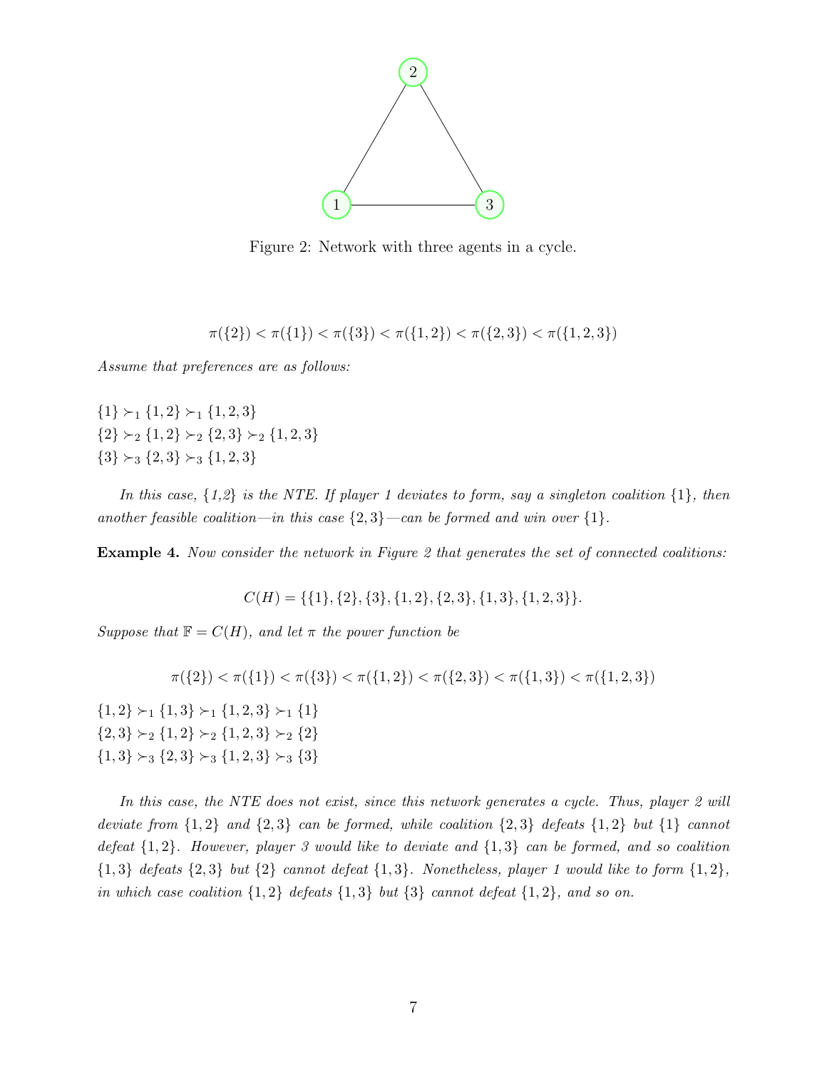Figure 2: Network with three agents in a cycle.

$$\pi(\{2\}) < \pi(\{1\}) < \pi(\{3\}) < \pi(\{1,2\}) < \pi(\{2,3\}) < \pi(\{1,2,3\})$$

*Assume that preferences are as follows:*

$\{1\} \succ_1 \{1,2\} \succ_1 \{1,2,3\}$
$\{2\} \succ_2 \{1,2\} \succ_2 \{2,3\} \succ_2 \{1,2,3\}$
$\{3\} \succ_3 \{2,3\} \succ_3 \{1,2,3\}$

*In this case, {1,2} is the NTE. If player 1 deviates to form, say a singleton coalition $\{1\}$, then another feasible coalition—in this case $\{2,3\}$—can be formed and win over $\{1\}$.*

**Example 4.** *Now consider the network in Figure 2 that generates the set of connected coalitions:*

$$C(H) = \{\{1\}, \{2\}, \{3\}, \{1,2\}, \{2,3\}, \{1,3\}, \{1,2,3\}\}.$$

*Suppose that $\mathbb{F} = C(H)$, and let $\pi$ the power function be*

$$\pi(\{2\}) < \pi(\{1\}) < \pi(\{3\}) < \pi(\{1,2\}) < \pi(\{2,3\}) < \pi(\{1,3\}) < \pi(\{1,2,3\})$$

$\{1,2\} \succ_1 \{1,3\} \succ_1 \{1,2,3\} \succ_1 \{1\}$
$\{2,3\} \succ_2 \{1,2\} \succ_2 \{1,2,3\} \succ_2 \{2\}$
$\{1,3\} \succ_3 \{2,3\} \succ_3 \{1,2,3\} \succ_3 \{3\}$

*In this case, the NTE does not exist, since this network generates a cycle. Thus, player 2 will deviate from $\{1,2\}$ and $\{2,3\}$ can be formed, while coalition $\{2,3\}$ defeats $\{1,2\}$ but $\{1\}$ cannot defeat $\{1,2\}$. However, player 3 would like to deviate and $\{1,3\}$ can be formed, and so coalition $\{1,3\}$ defeats $\{2,3\}$ but $\{2\}$ cannot defeat $\{1,3\}$. Nonetheless, player 1 would like to form $\{1,2\}$, in which case coalition $\{1,2\}$ defeats $\{1,3\}$ but $\{3\}$ cannot defeat $\{1,2\}$, and so on.*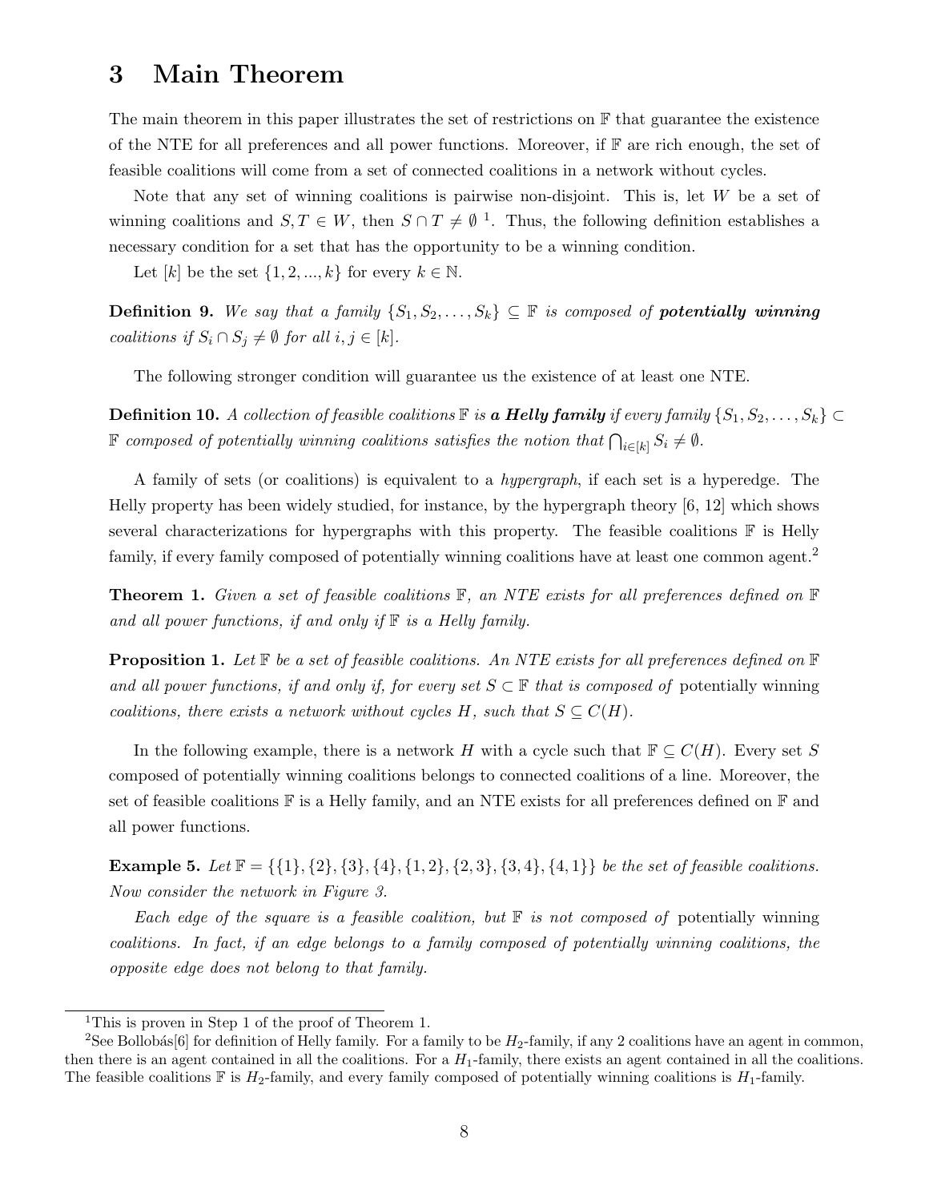# 3 Main Theorem

The main theorem in this paper illustrates the set of restrictions on $\mathbb{F}$ that guarantee the existence of the NTE for all preferences and all power functions. Moreover, if $\mathbb{F}$ are rich enough, the set of feasible coalitions will come from a set of connected coalitions in a network without cycles.

Note that any set of winning coalitions is pairwise non-disjoint. This is, let $W$ be a set of winning coalitions and $S, T \in W$, then $S \cap T \neq \emptyset$ [1]. Thus, the following definition establishes a necessary condition for a set that has the opportunity to be a winning condition.

Let $[k]$ be the set $\{1, 2, ..., k\}$ for every $k \in \mathbb{N}$.

**Definition 9.** *We say that a family $\{S_1, S_2, \ldots, S_k\} \subseteq \mathbb{F}$ is composed of* ***potentially winning*** *coalitions if $S_i \cap S_j \neq \emptyset$ for all $i, j \in [k]$.*

The following stronger condition will guarantee us the existence of at least one NTE.

**Definition 10.** *A collection of feasible coalitions $\mathbb{F}$ is* ***a Helly family*** *if every family $\{S_1, S_2, \ldots, S_k\} \subset \mathbb{F}$ composed of potentially winning coalitions satisfies the notion that $\bigcap_{i \in [k]} S_i \neq \emptyset$.*

A family of sets (or coalitions) is equivalent to a *hypergraph*, if each set is a hyperedge. The Helly property has been widely studied, for instance, by the hypergraph theory [6, 12] which shows several characterizations for hypergraphs with this property. The feasible coalitions $\mathbb{F}$ is Helly family, if every family composed of potentially winning coalitions have at least one common agent.[2]

**Theorem 1.** *Given a set of feasible coalitions $\mathbb{F}$, an NTE exists for all preferences defined on $\mathbb{F}$ and all power functions, if and only if $\mathbb{F}$ is a Helly family.*

**Proposition 1.** *Let $\mathbb{F}$ be a set of feasible coalitions. An NTE exists for all preferences defined on $\mathbb{F}$ and all power functions, if and only if, for every set $S \subset \mathbb{F}$ that is composed of* potentially winning *coalitions, there exists a network without cycles $H$, such that $S \subseteq C(H)$.*

In the following example, there is a network $H$ with a cycle such that $\mathbb{F} \subseteq C(H)$. Every set $S$ composed of potentially winning coalitions belongs to connected coalitions of a line. Moreover, the set of feasible coalitions $\mathbb{F}$ is a Helly family, and an NTE exists for all preferences defined on $\mathbb{F}$ and all power functions.

**Example 5.** *Let $\mathbb{F} = \{\{1\}, \{2\}, \{3\}, \{4\}, \{1, 2\}, \{2, 3\}, \{3, 4\}, \{4, 1\}\}$ be the set of feasible coalitions. Now consider the network in Figure 3.*

*Each edge of the square is a feasible coalition, but $\mathbb{F}$ is not composed of* potentially winning *coalitions. In fact, if an edge belongs to a family composed of potentially winning coalitions, the opposite edge does not belong to that family.*

---

[1] This is proven in Step 1 of the proof of Theorem 1.

[2] See Bollobás[6] for definition of Helly family. For a family to be $H_2$-family, if any 2 coalitions have an agent in common, then there is an agent contained in all the coalitions. For a $H_1$-family, there exists an agent contained in all the coalitions. The feasible coalitions $\mathbb{F}$ is $H_2$-family, and every family composed of potentially winning coalitions is $H_1$-family.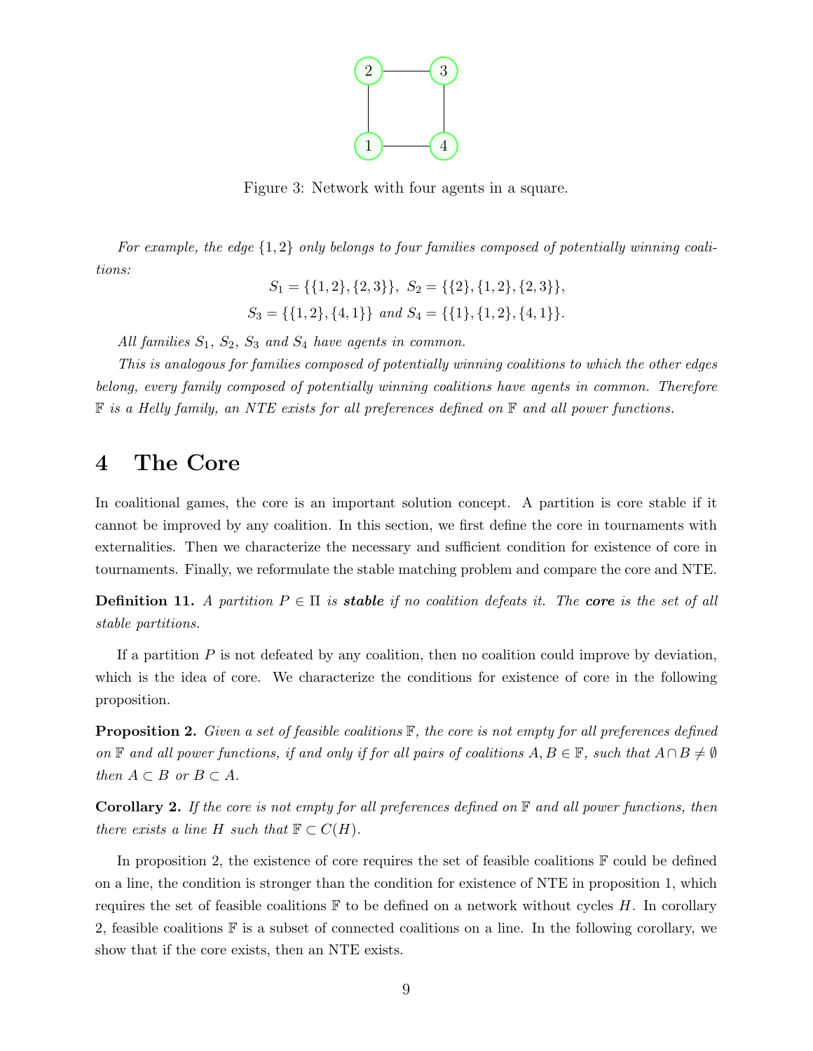Figure 3: Network with four agents in a square.

*For example, the edge $\{1,2\}$ only belongs to four families composed of potentially winning coalitions:*

$$S_1 = \{\{1,2\},\{2,3\}\},\ S_2 = \{\{2\},\{1,2\},\{2,3\}\},$$
$$S_3 = \{\{1,2\},\{4,1\}\} \text{ and } S_4 = \{\{1\},\{1,2\},\{4,1\}\}.$$

*All families $S_1$, $S_2$, $S_3$ and $S_4$ have agents in common.*

*This is analogous for families composed of potentially winning coalitions to which the other edges belong, every family composed of potentially winning coalitions have agents in common. Therefore $\mathbb{F}$ is a Helly family, an NTE exists for all preferences defined on $\mathbb{F}$ and all power functions.*

# 4 The Core

In coalitional games, the core is an important solution concept. A partition is core stable if it cannot be improved by any coalition. In this section, we first define the core in tournaments with externalities. Then we characterize the necessary and sufficient condition for existence of core in tournaments. Finally, we reformulate the stable matching problem and compare the core and NTE.

**Definition 11.** *A partition $P \in \Pi$ is **stable** if no coalition defeats it. The **core** is the set of all stable partitions.*

If a partition $P$ is not defeated by any coalition, then no coalition could improve by deviation, which is the idea of core. We characterize the conditions for existence of core in the following proposition.

**Proposition 2.** *Given a set of feasible coalitions $\mathbb{F}$, the core is not empty for all preferences defined on $\mathbb{F}$ and all power functions, if and only if for all pairs of coalitions $A, B \in \mathbb{F}$, such that $A \cap B \neq \emptyset$ then $A \subset B$ or $B \subset A$.*

**Corollary 2.** *If the core is not empty for all preferences defined on $\mathbb{F}$ and all power functions, then there exists a line $H$ such that $\mathbb{F} \subset C(H)$.*

In proposition 2, the existence of core requires the set of feasible coalitions $\mathbb{F}$ could be defined on a line, the condition is stronger than the condition for existence of NTE in proposition 1, which requires the set of feasible coalitions $\mathbb{F}$ to be defined on a network without cycles $H$. In corollary 2, feasible coalitions $\mathbb{F}$ is a subset of connected coalitions on a line. In the following corollary, we show that if the core exists, then an NTE exists.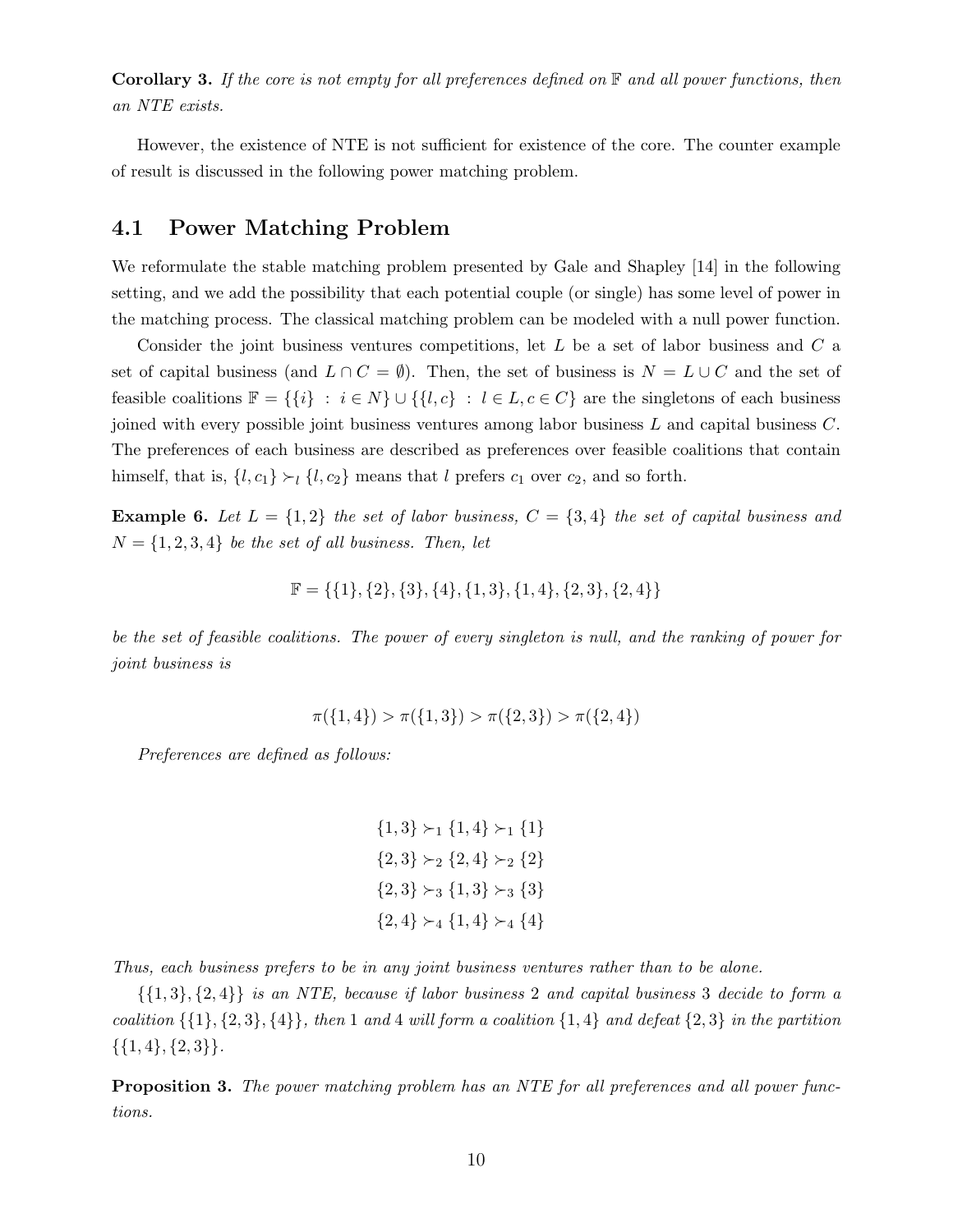**Corollary 3.** *If the core is not empty for all preferences defined on $\mathbb{F}$ and all power functions, then an NTE exists.*

However, the existence of NTE is not sufficient for existence of the core. The counter example of result is discussed in the following power matching problem.

## 4.1 Power Matching Problem

We reformulate the stable matching problem presented by Gale and Shapley [14] in the following setting, and we add the possibility that each potential couple (or single) has some level of power in the matching process. The classical matching problem can be modeled with a null power function.

Consider the joint business ventures competitions, let $L$ be a set of labor business and $C$ a set of capital business (and $L \cap C = \emptyset$). Then, the set of business is $N = L \cup C$ and the set of feasible coalitions $\mathbb{F} = \{\{i\} : i \in N\} \cup \{\{l, c\} : l \in L, c \in C\}$ are the singletons of each business joined with every possible joint business ventures among labor business $L$ and capital business $C$. The preferences of each business are described as preferences over feasible coalitions that contain himself, that is, $\{l, c_1\} \succ_l \{l, c_2\}$ means that $l$ prefers $c_1$ over $c_2$, and so forth.

**Example 6.** *Let $L = \{1, 2\}$ the set of labor business, $C = \{3, 4\}$ the set of capital business and $N = \{1, 2, 3, 4\}$ be the set of all business. Then, let*

$$\mathbb{F} = \{\{1\}, \{2\}, \{3\}, \{4\}, \{1, 3\}, \{1, 4\}, \{2, 3\}, \{2, 4\}\}$$

*be the set of feasible coalitions. The power of every singleton is null, and the ranking of power for joint business is*

$$\pi(\{1, 4\}) > \pi(\{1, 3\}) > \pi(\{2, 3\}) > \pi(\{2, 4\})$$

*Preferences are defined as follows:*

$$\{1, 3\} \succ_1 \{1, 4\} \succ_1 \{1\}$$
$$\{2, 3\} \succ_2 \{2, 4\} \succ_2 \{2\}$$
$$\{2, 3\} \succ_3 \{1, 3\} \succ_3 \{3\}$$
$$\{2, 4\} \succ_4 \{1, 4\} \succ_4 \{4\}$$

*Thus, each business prefers to be in any joint business ventures rather than to be alone.*

*$\{\{1, 3\}, \{2, 4\}\}$ is an NTE, because if labor business 2 and capital business 3 decide to form a coalition $\{\{1\}, \{2, 3\}, \{4\}\}$, then 1 and 4 will form a coalition $\{1, 4\}$ and defeat $\{2, 3\}$ in the partition $\{\{1, 4\}, \{2, 3\}\}$.*

**Proposition 3.** *The power matching problem has an NTE for all preferences and all power functions.*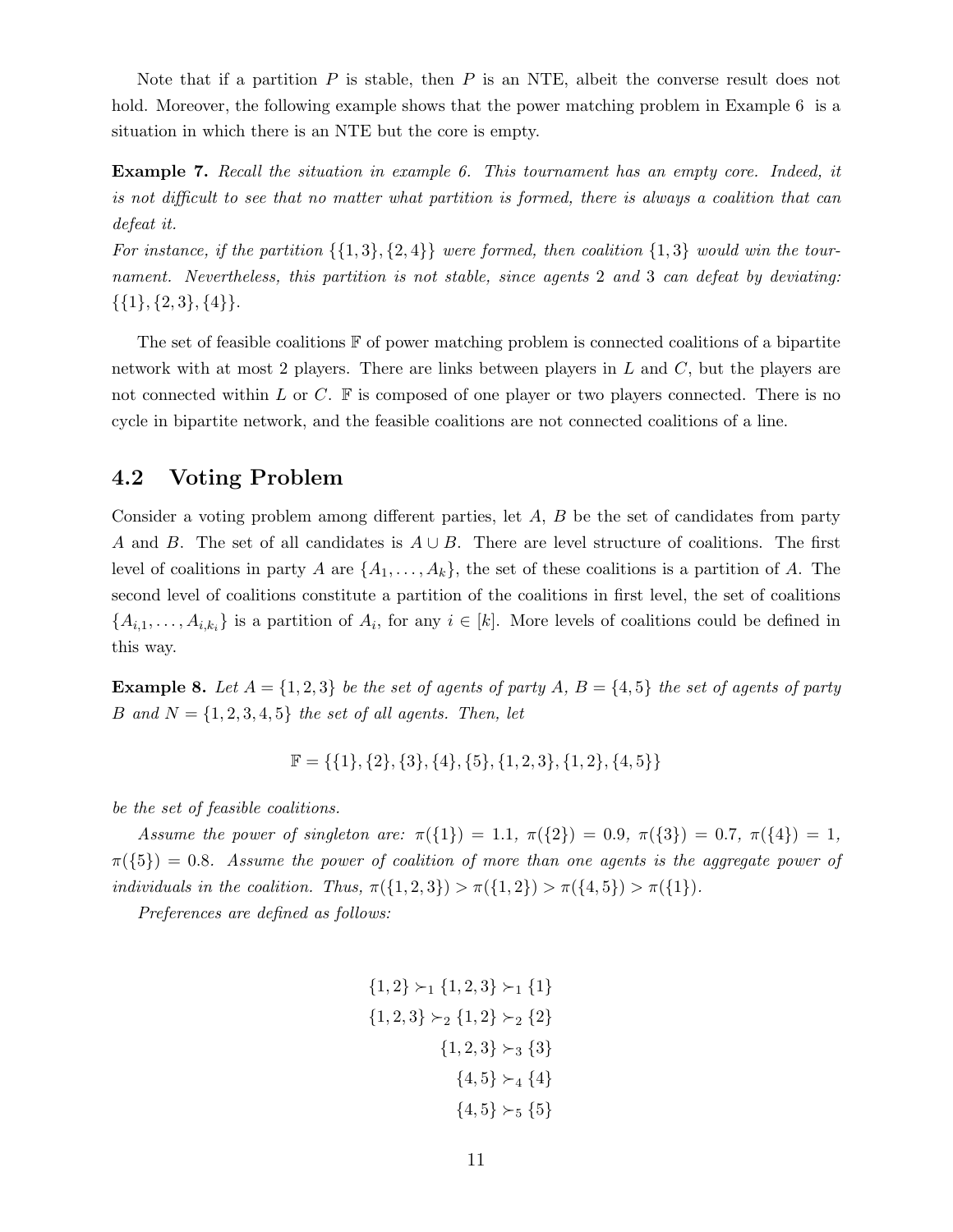Note that if a partition $P$ is stable, then $P$ is an NTE, albeit the converse result does not hold. Moreover, the following example shows that the power matching problem in Example 6 is a situation in which there is an NTE but the core is empty.

**Example 7.** *Recall the situation in example 6. This tournament has an empty core. Indeed, it is not difficult to see that no matter what partition is formed, there is always a coalition that can defeat it.*
*For instance, if the partition $\{\{1,3\},\{2,4\}\}$ were formed, then coalition $\{1,3\}$ would win the tournament. Nevertheless, this partition is not stable, since agents 2 and 3 can defeat by deviating: $\{\{1\},\{2,3\},\{4\}\}$.*

The set of feasible coalitions $\mathbb{F}$ of power matching problem is connected coalitions of a bipartite network with at most 2 players. There are links between players in $L$ and $C$, but the players are not connected within $L$ or $C$. $\mathbb{F}$ is composed of one player or two players connected. There is no cycle in bipartite network, and the feasible coalitions are not connected coalitions of a line.

## 4.2 Voting Problem

Consider a voting problem among different parties, let $A$, $B$ be the set of candidates from party $A$ and $B$. The set of all candidates is $A \cup B$. There are level structure of coalitions. The first level of coalitions in party $A$ are $\{A_1, \ldots, A_k\}$, the set of these coalitions is a partition of $A$. The second level of coalitions constitute a partition of the coalitions in first level, the set of coalitions $\{A_{i,1}, \ldots, A_{i,k_i}\}$ is a partition of $A_i$, for any $i \in [k]$. More levels of coalitions could be defined in this way.

**Example 8.** *Let $A = \{1,2,3\}$ be the set of agents of party A, $B = \{4,5\}$ the set of agents of party B and $N = \{1,2,3,4,5\}$ the set of all agents. Then, let*

$$\mathbb{F} = \{\{1\},\{2\},\{3\},\{4\},\{5\},\{1,2,3\},\{1,2\},\{4,5\}\}$$

*be the set of feasible coalitions.*

*Assume the power of singleton are: $\pi(\{1\}) = 1.1$, $\pi(\{2\}) = 0.9$, $\pi(\{3\}) = 0.7$, $\pi(\{4\}) = 1$, $\pi(\{5\}) = 0.8$. Assume the power of coalition of more than one agents is the aggregate power of individuals in the coalition. Thus, $\pi(\{1,2,3\}) > \pi(\{1,2\}) > \pi(\{4,5\}) > \pi(\{1\})$.*

*Preferences are defined as follows:*

$$\{1,2\} \succ_1 \{1,2,3\} \succ_1 \{1\}$$
$$\{1,2,3\} \succ_2 \{1,2\} \succ_2 \{2\}$$
$$\{1,2,3\} \succ_3 \{3\}$$
$$\{4,5\} \succ_4 \{4\}$$
$$\{4,5\} \succ_5 \{5\}$$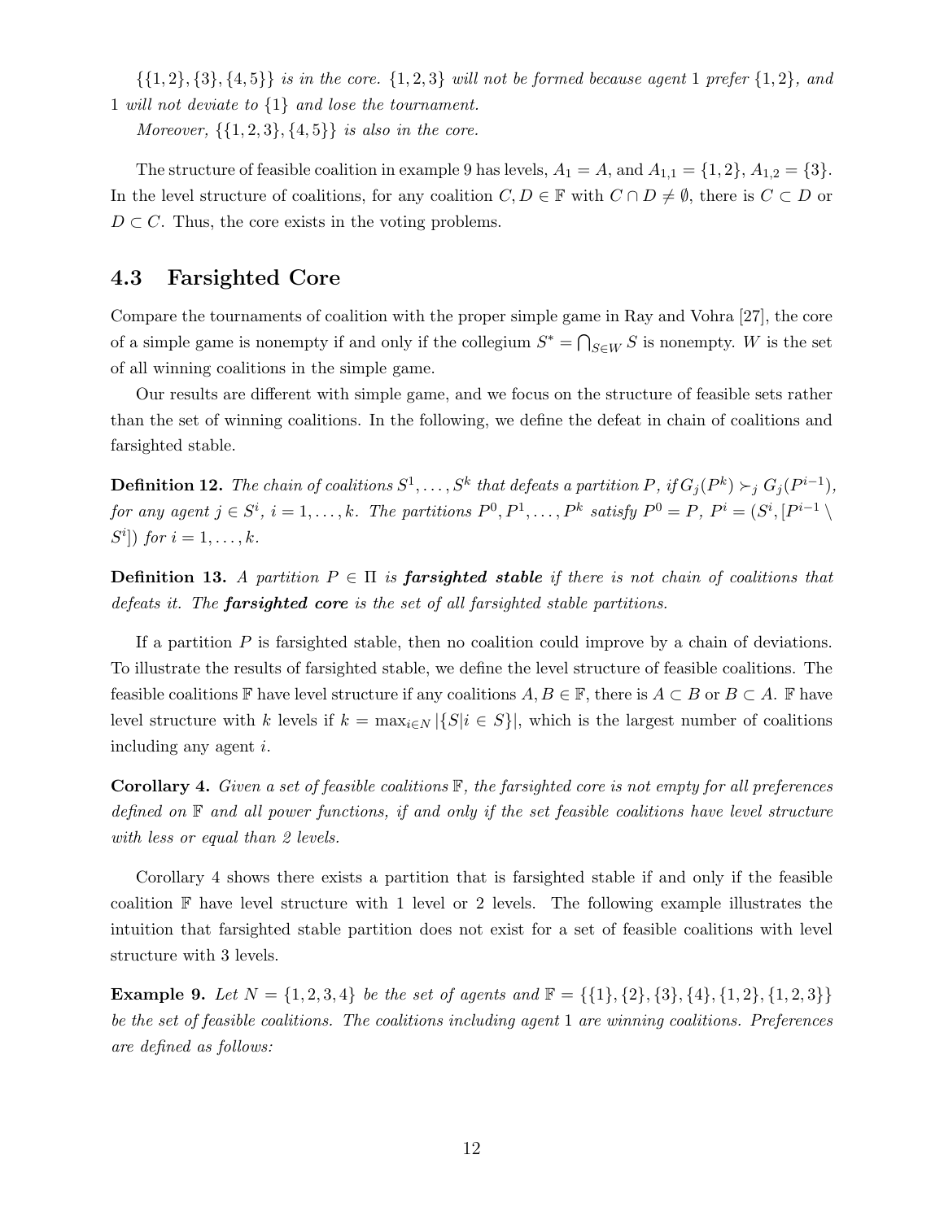*$\{\{1,2\},\{3\},\{4,5\}\}$ is in the core. $\{1,2,3\}$ will not be formed because agent 1 prefer $\{1,2\}$, and 1 will not deviate to $\{1\}$ and lose the tournament.*

*Moreover, $\{\{1,2,3\},\{4,5\}\}$ is also in the core.*

The structure of feasible coalition in example 9 has levels, $A_1 = A$, and $A_{1,1} = \{1,2\}$, $A_{1,2} = \{3\}$. In the level structure of coalitions, for any coalition $C, D \in \mathbb{F}$ with $C \cap D \neq \emptyset$, there is $C \subset D$ or $D \subset C$. Thus, the core exists in the voting problems.

## 4.3 Farsighted Core

Compare the tournaments of coalition with the proper simple game in Ray and Vohra [27], the core of a simple game is nonempty if and only if the collegium $S^* = \bigcap_{S \in W} S$ is nonempty. $W$ is the set of all winning coalitions in the simple game.

Our results are different with simple game, and we focus on the structure of feasible sets rather than the set of winning coalitions. In the following, we define the defeat in chain of coalitions and farsighted stable.

**Definition 12.** *The chain of coalitions $S^1, \ldots, S^k$ that defeats a partition $P$, if $G_j(P^k) \succ_j G_j(P^{i-1})$, for any agent $j \in S^i$, $i = 1, \ldots, k$. The partitions $P^0, P^1, \ldots, P^k$ satisfy $P^0 = P$, $P^i = (S^i, [P^{i-1} \setminus S^i])$ for $i = 1, \ldots, k$.*

**Definition 13.** *A partition $P \in \Pi$ is **farsighted stable** if there is not chain of coalitions that defeats it. The **farsighted core** is the set of all farsighted stable partitions.*

If a partition $P$ is farsighted stable, then no coalition could improve by a chain of deviations. To illustrate the results of farsighted stable, we define the level structure of feasible coalitions. The feasible coalitions $\mathbb{F}$ have level structure if any coalitions $A, B \in \mathbb{F}$, there is $A \subset B$ or $B \subset A$. $\mathbb{F}$ have level structure with $k$ levels if $k = \max_{i \in N} |\{S | i \in S\}|$, which is the largest number of coalitions including any agent $i$.

**Corollary 4.** *Given a set of feasible coalitions $\mathbb{F}$, the farsighted core is not empty for all preferences defined on $\mathbb{F}$ and all power functions, if and only if the set feasible coalitions have level structure with less or equal than 2 levels.*

Corollary 4 shows there exists a partition that is farsighted stable if and only if the feasible coalition $\mathbb{F}$ have level structure with 1 level or 2 levels. The following example illustrates the intuition that farsighted stable partition does not exist for a set of feasible coalitions with level structure with 3 levels.

**Example 9.** *Let $N = \{1,2,3,4\}$ be the set of agents and $\mathbb{F} = \{\{1\},\{2\},\{3\},\{4\},\{1,2\},\{1,2,3\}\}$ be the set of feasible coalitions. The coalitions including agent 1 are winning coalitions. Preferences are defined as follows:*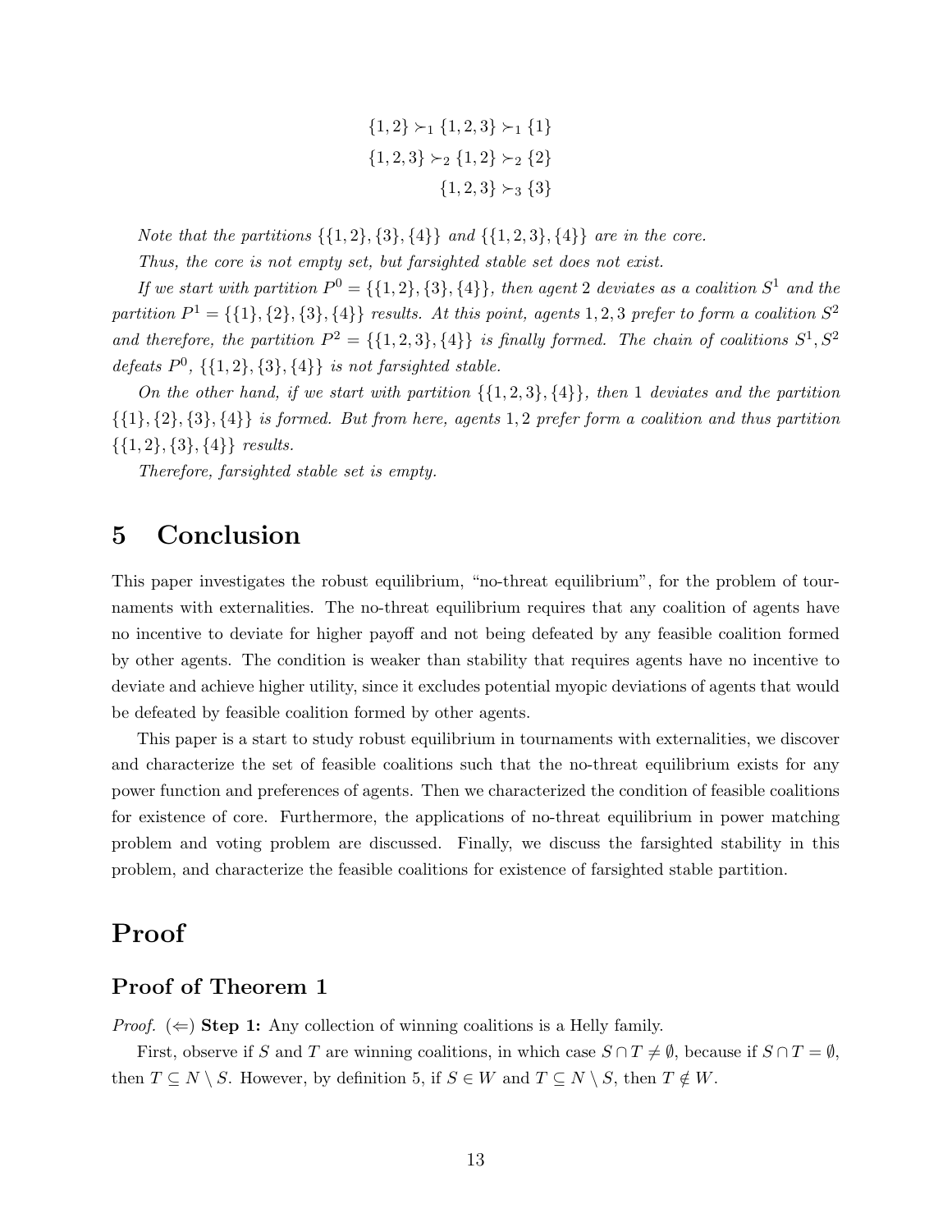$$\{1,2\} \succ_1 \{1,2,3\} \succ_1 \{1\}$$
$$\{1,2,3\} \succ_2 \{1,2\} \succ_2 \{2\}$$
$$\{1,2,3\} \succ_3 \{3\}$$

*Note that the partitions $\{\{1,2\},\{3\},\{4\}\}$ and $\{\{1,2,3\},\{4\}\}$ are in the core.*

*Thus, the core is not empty set, but farsighted stable set does not exist.*

*If we start with partition $P^0 = \{\{1,2\},\{3\},\{4\}\}$, then agent 2 deviates as a coalition $S^1$ and the partition $P^1 = \{\{1\},\{2\},\{3\},\{4\}\}$ results. At this point, agents $1,2,3$ prefer to form a coalition $S^2$ and therefore, the partition $P^2 = \{\{1,2,3\},\{4\}\}$ is finally formed. The chain of coalitions $S^1, S^2$ defeats $P^0$, $\{\{1,2\},\{3\},\{4\}\}$ is not farsighted stable.*

*On the other hand, if we start with partition $\{\{1,2,3\},\{4\}\}$, then 1 deviates and the partition $\{\{1\},\{2\},\{3\},\{4\}\}$ is formed. But from here, agents $1,2$ prefer form a coalition and thus partition $\{\{1,2\},\{3\},\{4\}\}$ results.*

*Therefore, farsighted stable set is empty.*

## 5 Conclusion

This paper investigates the robust equilibrium, "no-threat equilibrium", for the problem of tournaments with externalities. The no-threat equilibrium requires that any coalition of agents have no incentive to deviate for higher payoff and not being defeated by any feasible coalition formed by other agents. The condition is weaker than stability that requires agents have no incentive to deviate and achieve higher utility, since it excludes potential myopic deviations of agents that would be defeated by feasible coalition formed by other agents.

This paper is a start to study robust equilibrium in tournaments with externalities, we discover and characterize the set of feasible coalitions such that the no-threat equilibrium exists for any power function and preferences of agents. Then we characterized the condition of feasible coalitions for existence of core. Furthermore, the applications of no-threat equilibrium in power matching problem and voting problem are discussed. Finally, we discuss the farsighted stability in this problem, and characterize the feasible coalitions for existence of farsighted stable partition.

## Proof

### Proof of Theorem 1

*Proof.* ($\Leftarrow$) **Step 1:** Any collection of winning coalitions is a Helly family.

First, observe if $S$ and $T$ are winning coalitions, in which case $S \cap T \neq \emptyset$, because if $S \cap T = \emptyset$, then $T \subseteq N \setminus S$. However, by definition 5, if $S \in W$ and $T \subseteq N \setminus S$, then $T \notin W$.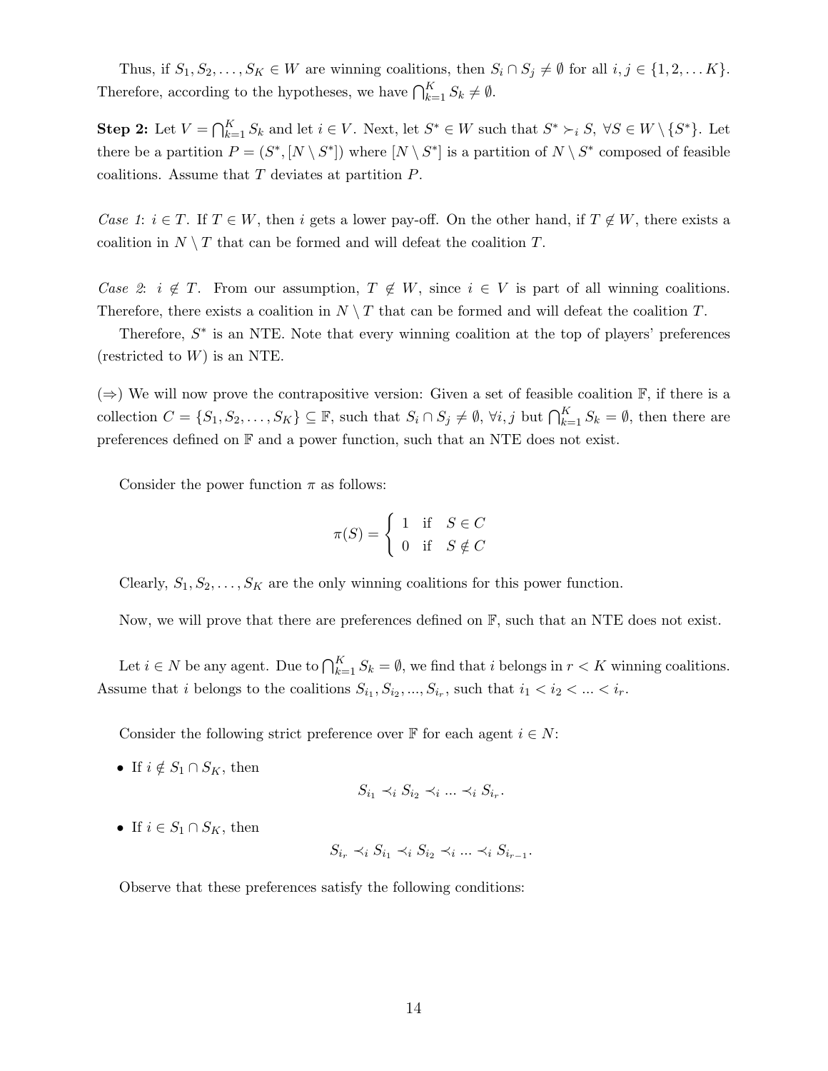Thus, if $S_1, S_2, \dots, S_K \in W$ are winning coalitions, then $S_i \cap S_j \neq \emptyset$ for all $i, j \in \{1, 2, \dots K\}$. Therefore, according to the hypotheses, we have $\bigcap_{k=1}^{K} S_k \neq \emptyset$.

**Step 2:** Let $V = \bigcap_{k=1}^{K} S_k$ and let $i \in V$. Next, let $S^* \in W$ such that $S^* \succ_i S$, $\forall S \in W \setminus \{S^*\}$. Let there be a partition $P = (S^*, [N \setminus S^*])$ where $[N \setminus S^*]$ is a partition of $N \setminus S^*$ composed of feasible coalitions. Assume that $T$ deviates at partition $P$.

*Case 1*: $i \in T$. If $T \in W$, then $i$ gets a lower pay-off. On the other hand, if $T \notin W$, there exists a coalition in $N \setminus T$ that can be formed and will defeat the coalition $T$.

*Case 2*: $i \notin T$. From our assumption, $T \notin W$, since $i \in V$ is part of all winning coalitions. Therefore, there exists a coalition in $N \setminus T$ that can be formed and will defeat the coalition $T$.

Therefore, $S^*$ is an NTE. Note that every winning coalition at the top of players' preferences (restricted to $W$) is an NTE.

($\Rightarrow$) We will now prove the contrapositive version: Given a set of feasible coalition $\mathbb{F}$, if there is a collection $C = \{S_1, S_2, \dots, S_K\} \subseteq \mathbb{F}$, such that $S_i \cap S_j \neq \emptyset$, $\forall i, j$ but $\bigcap_{k=1}^{K} S_k = \emptyset$, then there are preferences defined on $\mathbb{F}$ and a power function, such that an NTE does not exist.

Consider the power function $\pi$ as follows:

$$\pi(S) = \begin{cases} 1 & \text{if} \quad S \in C \\ 0 & \text{if} \quad S \notin C \end{cases}$$

Clearly, $S_1, S_2, \dots, S_K$ are the only winning coalitions for this power function.

Now, we will prove that there are preferences defined on $\mathbb{F}$, such that an NTE does not exist.

Let $i \in N$ be any agent. Due to $\bigcap_{k=1}^{K} S_k = \emptyset$, we find that $i$ belongs in $r < K$ winning coalitions. Assume that $i$ belongs to the coalitions $S_{i_1}, S_{i_2}, \dots, S_{i_r}$, such that $i_1 < i_2 < \dots < i_r$.

Consider the following strict preference over $\mathbb{F}$ for each agent $i \in N$:

- If $i \notin S_1 \cap S_K$, then
$$S_{i_1} \prec_i S_{i_2} \prec_i \dots \prec_i S_{i_r}.$$
- If $i \in S_1 \cap S_K$, then
$$S_{i_r} \prec_i S_{i_1} \prec_i S_{i_2} \prec_i \dots \prec_i S_{i_{r-1}}.$$

Observe that these preferences satisfy the following conditions: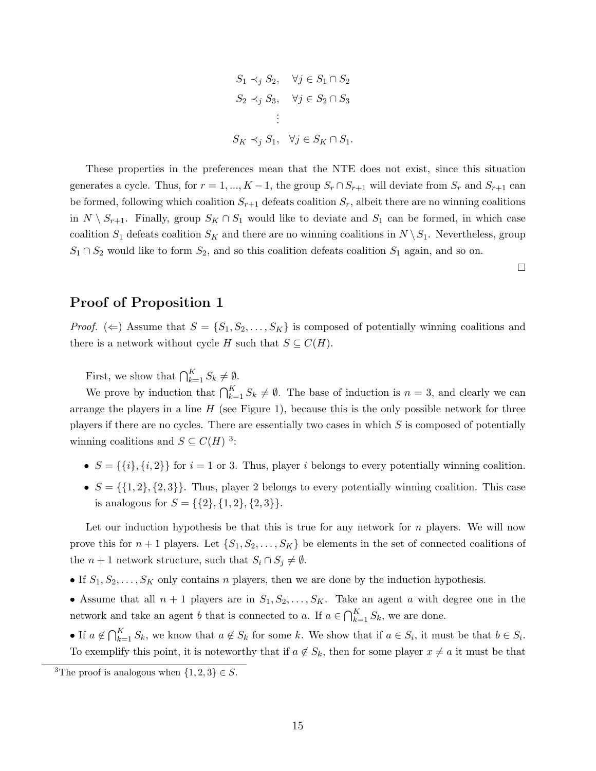$$S_1 \prec_j S_2, \quad \forall j \in S_1 \cap S_2$$
$$S_2 \prec_j S_3, \quad \forall j \in S_2 \cap S_3$$
$$\vdots$$
$$S_K \prec_j S_1, \quad \forall j \in S_K \cap S_1.$$

These properties in the preferences mean that the NTE does not exist, since this situation generates a cycle. Thus, for $r = 1, ..., K-1$, the group $S_r \cap S_{r+1}$ will deviate from $S_r$ and $S_{r+1}$ can be formed, following which coalition $S_{r+1}$ defeats coalition $S_r$, albeit there are no winning coalitions in $N \setminus S_{r+1}$. Finally, group $S_K \cap S_1$ would like to deviate and $S_1$ can be formed, in which case coalition $S_1$ defeats coalition $S_K$ and there are no winning coalitions in $N \setminus S_1$. Nevertheless, group $S_1 \cap S_2$ would like to form $S_2$, and so this coalition defeats coalition $S_1$ again, and so on.

□

## Proof of Proposition 1

*Proof.* ($\Leftarrow$) Assume that $S = \{S_1, S_2, \ldots, S_K\}$ is composed of potentially winning coalitions and there is a network without cycle $H$ such that $S \subseteq C(H)$.

First, we show that $\bigcap_{k=1}^{K} S_k \neq \emptyset$.

We prove by induction that $\bigcap_{k=1}^{K} S_k \neq \emptyset$. The base of induction is $n = 3$, and clearly we can arrange the players in a line $H$ (see Figure 1), because this is the only possible network for three players if there are no cycles. There are essentially two cases in which $S$ is composed of potentially winning coalitions and $S \subseteq C(H)$ [3]:

- $S = \{\{i\}, \{i, 2\}\}$ for $i = 1$ or 3. Thus, player $i$ belongs to every potentially winning coalition.
- $S = \{\{1, 2\}, \{2, 3\}\}$. Thus, player 2 belongs to every potentially winning coalition. This case is analogous for $S = \{\{2\}, \{1, 2\}, \{2, 3\}\}$.

Let our induction hypothesis be that this is true for any network for $n$ players. We will now prove this for $n + 1$ players. Let $\{S_1, S_2, \ldots, S_K\}$ be elements in the set of connected coalitions of the $n + 1$ network structure, such that $S_i \cap S_j \neq \emptyset$.

• If $S_1, S_2, \ldots, S_K$ only contains $n$ players, then we are done by the induction hypothesis.

• Assume that all $n + 1$ players are in $S_1, S_2, \ldots, S_K$. Take an agent $a$ with degree one in the network and take an agent $b$ that is connected to $a$. If $a \in \bigcap_{k=1}^{K} S_k$, we are done.

• If $a \notin \bigcap_{k=1}^{K} S_k$, we know that $a \notin S_k$ for some $k$. We show that if $a \in S_i$, it must be that $b \in S_i$. To exemplify this point, it is noteworthy that if $a \notin S_k$, then for some player $x \neq a$ it must be that

[3] The proof is analogous when $\{1, 2, 3\} \in S$.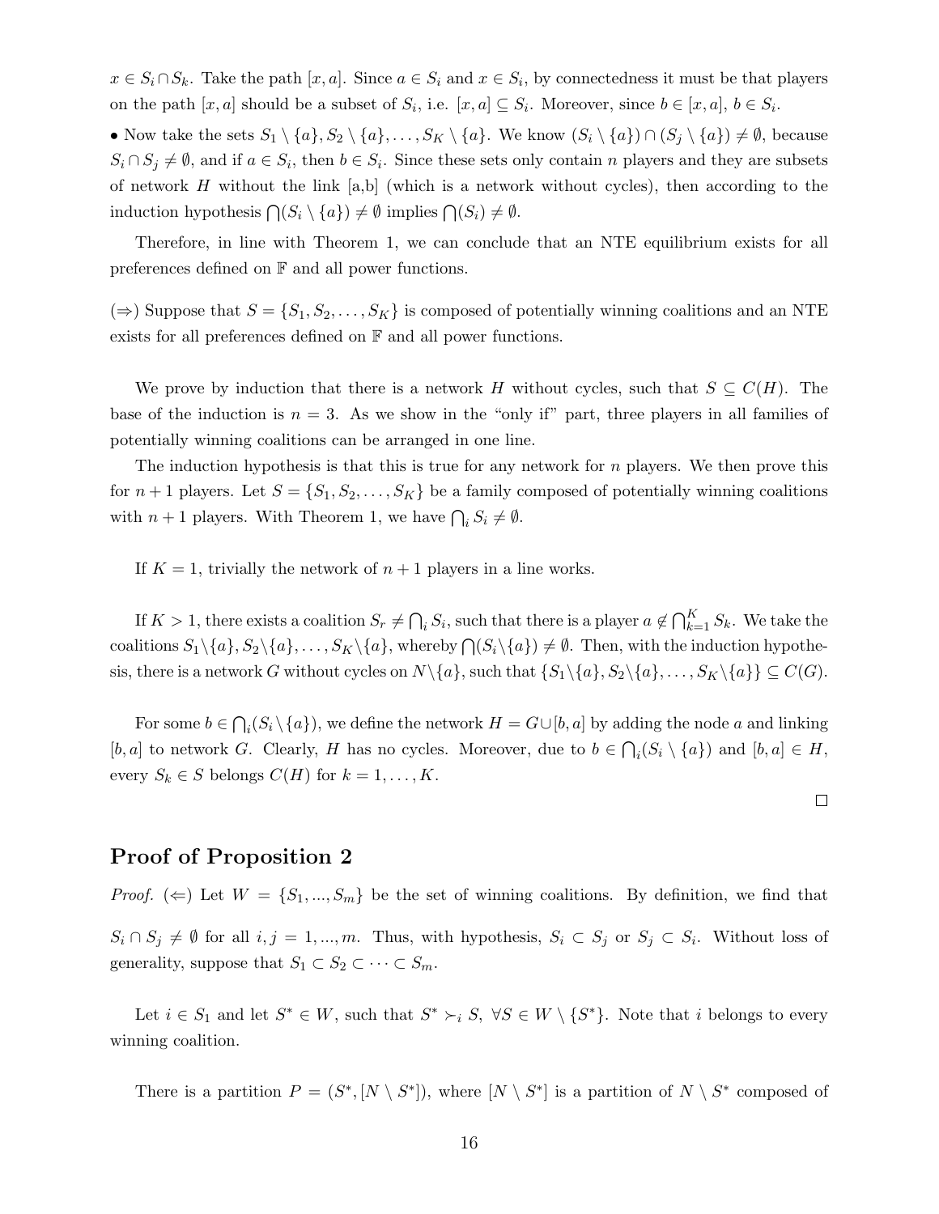$x \in S_i \cap S_k$. Take the path $[x, a]$. Since $a \in S_i$ and $x \in S_i$, by connectedness it must be that players on the path $[x, a]$ should be a subset of $S_i$, i.e. $[x, a] \subseteq S_i$. Moreover, since $b \in [x, a]$, $b \in S_i$.

- Now take the sets $S_1 \setminus \{a\}, S_2 \setminus \{a\}, \ldots, S_K \setminus \{a\}$. We know $(S_i \setminus \{a\}) \cap (S_j \setminus \{a\}) \neq \emptyset$, because $S_i \cap S_j \neq \emptyset$, and if $a \in S_i$, then $b \in S_i$. Since these sets only contain $n$ players and they are subsets of network $H$ without the link [a,b] (which is a network without cycles), then according to the induction hypothesis $\bigcap(S_i \setminus \{a\}) \neq \emptyset$ implies $\bigcap(S_i) \neq \emptyset$.

Therefore, in line with Theorem 1, we can conclude that an NTE equilibrium exists for all preferences defined on $\mathbb{F}$ and all power functions.

($\Rightarrow$) Suppose that $S = \{S_1, S_2, \ldots, S_K\}$ is composed of potentially winning coalitions and an NTE exists for all preferences defined on $\mathbb{F}$ and all power functions.

We prove by induction that there is a network $H$ without cycles, such that $S \subseteq C(H)$. The base of the induction is $n = 3$. As we show in the "only if" part, three players in all families of potentially winning coalitions can be arranged in one line.

The induction hypothesis is that this is true for any network for $n$ players. We then prove this for $n+1$ players. Let $S = \{S_1, S_2, \ldots, S_K\}$ be a family composed of potentially winning coalitions with $n+1$ players. With Theorem 1, we have $\bigcap_i S_i \neq \emptyset$.

If $K = 1$, trivially the network of $n+1$ players in a line works.

If $K > 1$, there exists a coalition $S_r \neq \bigcap_i S_i$, such that there is a player $a \notin \bigcap_{k=1}^K S_k$. We take the coalitions $S_1 \setminus \{a\}, S_2 \setminus \{a\}, \ldots, S_K \setminus \{a\}$, whereby $\bigcap(S_i \setminus \{a\}) \neq \emptyset$. Then, with the induction hypothesis, there is a network $G$ without cycles on $N \setminus \{a\}$, such that $\{S_1 \setminus \{a\}, S_2 \setminus \{a\}, \ldots, S_K \setminus \{a\}\} \subseteq C(G)$.

For some $b \in \bigcap_i (S_i \setminus \{a\})$, we define the network $H = G \cup [b, a]$ by adding the node $a$ and linking $[b, a]$ to network $G$. Clearly, $H$ has no cycles. Moreover, due to $b \in \bigcap_i (S_i \setminus \{a\})$ and $[b, a] \in H$, every $S_k \in S$ belongs $C(H)$ for $k = 1, \ldots, K$.

$\square$

## Proof of Proposition 2

*Proof.* ($\Leftarrow$) Let $W = \{S_1, ..., S_m\}$ be the set of winning coalitions. By definition, we find that $S_i \cap S_j \neq \emptyset$ for all $i, j = 1, ..., m$. Thus, with hypothesis, $S_i \subset S_j$ or $S_j \subset S_i$. Without loss of generality, suppose that $S_1 \subset S_2 \subset \cdots \subset S_m$.

Let $i \in S_1$ and let $S^* \in W$, such that $S^* \succ_i S$, $\forall S \in W \setminus \{S^*\}$. Note that $i$ belongs to every winning coalition.

There is a partition $P = (S^*, [N \setminus S^*])$, where $[N \setminus S^*]$ is a partition of $N \setminus S^*$ composed of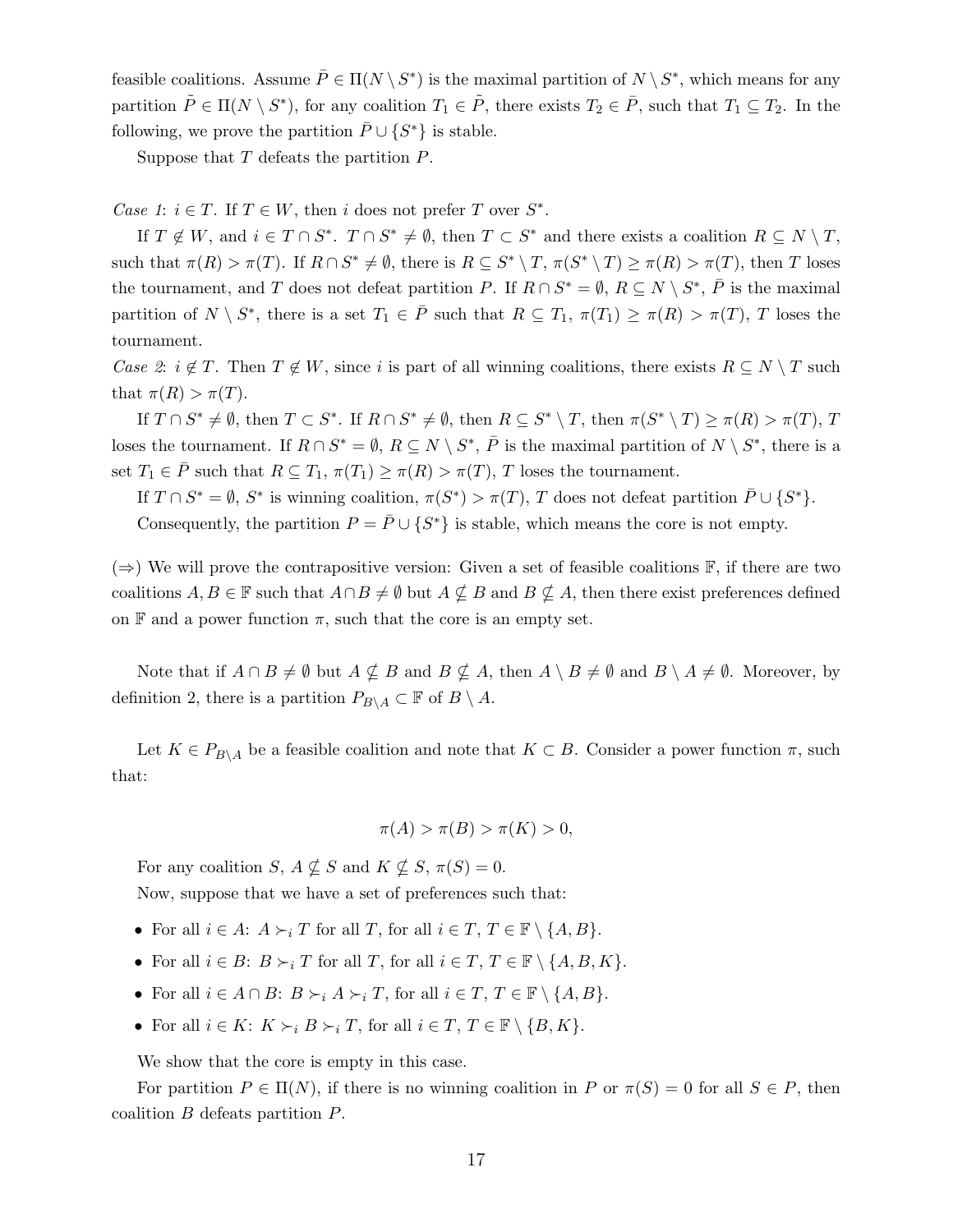feasible coalitions. Assume $\bar{P} \in \Pi(N \setminus S^*)$ is the maximal partition of $N \setminus S^*$, which means for any partition $\tilde{P} \in \Pi(N \setminus S^*)$, for any coalition $T_1 \in \tilde{P}$, there exists $T_2 \in \bar{P}$, such that $T_1 \subseteq T_2$. In the following, we prove the partition $\bar{P} \cup \{S^*\}$ is stable.

Suppose that $T$ defeats the partition $P$.

*Case 1*: $i \in T$. If $T \in W$, then $i$ does not prefer $T$ over $S^*$.

If $T \notin W$, and $i \in T \cap S^*$. $T \cap S^* \neq \emptyset$, then $T \subset S^*$ and there exists a coalition $R \subseteq N \setminus T$, such that $\pi(R) > \pi(T)$. If $R \cap S^* \neq \emptyset$, there is $R \subseteq S^* \setminus T$, $\pi(S^* \setminus T) \geq \pi(R) > \pi(T)$, then $T$ loses the tournament, and $T$ does not defeat partition $P$. If $R \cap S^* = \emptyset$, $R \subseteq N \setminus S^*$, $\bar{P}$ is the maximal partition of $N \setminus S^*$, there is a set $T_1 \in \bar{P}$ such that $R \subseteq T_1$, $\pi(T_1) \geq \pi(R) > \pi(T)$, $T$ loses the tournament.

*Case 2*: $i \notin T$. Then $T \notin W$, since $i$ is part of all winning coalitions, there exists $R \subseteq N \setminus T$ such that $\pi(R) > \pi(T)$.

If $T \cap S^* \neq \emptyset$, then $T \subset S^*$. If $R \cap S^* \neq \emptyset$, then $R \subseteq S^* \setminus T$, then $\pi(S^* \setminus T) \geq \pi(R) > \pi(T)$, $T$ loses the tournament. If $R \cap S^* = \emptyset$, $R \subseteq N \setminus S^*$, $\bar{P}$ is the maximal partition of $N \setminus S^*$, there is a set $T_1 \in \bar{P}$ such that $R \subseteq T_1$, $\pi(T_1) \geq \pi(R) > \pi(T)$, $T$ loses the tournament.

If $T \cap S^* = \emptyset$, $S^*$ is winning coalition, $\pi(S^*) > \pi(T)$, $T$ does not defeat partition $\bar{P} \cup \{S^*\}$.

Consequently, the partition $P = \bar{P} \cup \{S^*\}$ is stable, which means the core is not empty.

($\Rightarrow$) We will prove the contrapositive version: Given a set of feasible coalitions $\mathbb{F}$, if there are two coalitions $A, B \in \mathbb{F}$ such that $A \cap B \neq \emptyset$ but $A \nsubseteq B$ and $B \nsubseteq A$, then there exist preferences defined on $\mathbb{F}$ and a power function $\pi$, such that the core is an empty set.

Note that if $A \cap B \neq \emptyset$ but $A \nsubseteq B$ and $B \nsubseteq A$, then $A \setminus B \neq \emptyset$ and $B \setminus A \neq \emptyset$. Moreover, by definition 2, there is a partition $P_{B \setminus A} \subset \mathbb{F}$ of $B \setminus A$.

Let $K \in P_{B \setminus A}$ be a feasible coalition and note that $K \subset B$. Consider a power function $\pi$, such that:

$$\pi(A) > \pi(B) > \pi(K) > 0,$$

For any coalition $S$, $A \nsubseteq S$ and $K \nsubseteq S$, $\pi(S) = 0$.

Now, suppose that we have a set of preferences such that:

- For all $i \in A$: $A \succ_i T$ for all $T$, for all $i \in T$, $T \in \mathbb{F} \setminus \{A, B\}$.
- For all $i \in B$: $B \succ_i T$ for all $T$, for all $i \in T$, $T \in \mathbb{F} \setminus \{A, B, K\}$.
- For all $i \in A \cap B$: $B \succ_i A \succ_i T$, for all $i \in T$, $T \in \mathbb{F} \setminus \{A, B\}$.
- For all $i \in K$: $K \succ_i B \succ_i T$, for all $i \in T$, $T \in \mathbb{F} \setminus \{B, K\}$.

We show that the core is empty in this case.

For partition $P \in \Pi(N)$, if there is no winning coalition in $P$ or $\pi(S) = 0$ for all $S \in P$, then coalition $B$ defeats partition $P$.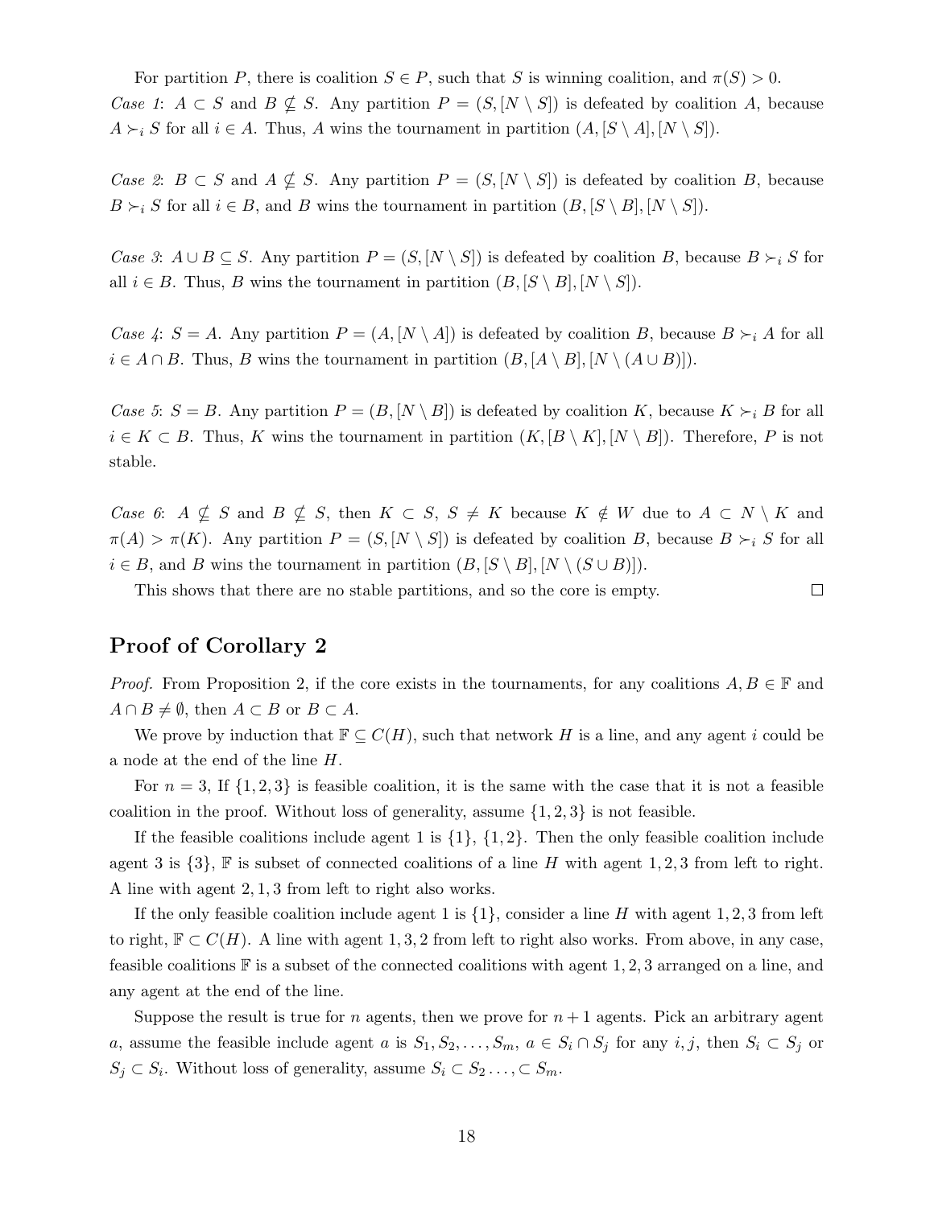For partition $P$, there is coalition $S \in P$, such that $S$ is winning coalition, and $\pi(S) > 0$.

*Case 1*: $A \subset S$ and $B \nsubseteq S$. Any partition $P = (S, [N \setminus S])$ is defeated by coalition $A$, because $A \succ_i S$ for all $i \in A$. Thus, $A$ wins the tournament in partition $(A, [S \setminus A], [N \setminus S])$.

*Case 2*: $B \subset S$ and $A \nsubseteq S$. Any partition $P = (S, [N \setminus S])$ is defeated by coalition $B$, because $B \succ_i S$ for all $i \in B$, and $B$ wins the tournament in partition $(B, [S \setminus B], [N \setminus S])$.

*Case 3*: $A \cup B \subseteq S$. Any partition $P = (S, [N \setminus S])$ is defeated by coalition $B$, because $B \succ_i S$ for all $i \in B$. Thus, $B$ wins the tournament in partition $(B, [S \setminus B], [N \setminus S])$.

*Case 4*: $S = A$. Any partition $P = (A, [N \setminus A])$ is defeated by coalition $B$, because $B \succ_i A$ for all $i \in A \cap B$. Thus, $B$ wins the tournament in partition $(B, [A \setminus B], [N \setminus (A \cup B)])$.

*Case 5*: $S = B$. Any partition $P = (B, [N \setminus B])$ is defeated by coalition $K$, because $K \succ_i B$ for all $i \in K \subset B$. Thus, $K$ wins the tournament in partition $(K, [B \setminus K], [N \setminus B])$. Therefore, $P$ is not stable.

*Case 6*: $A \nsubseteq S$ and $B \nsubseteq S$, then $K \subset S$, $S \neq K$ because $K \notin W$ due to $A \subset N \setminus K$ and $\pi(A) > \pi(K)$. Any partition $P = (S, [N \setminus S])$ is defeated by coalition $B$, because $B \succ_i S$ for all $i \in B$, and $B$ wins the tournament in partition $(B, [S \setminus B], [N \setminus (S \cup B)])$.

This shows that there are no stable partitions, and so the core is empty. □

## Proof of Corollary 2

*Proof.* From Proposition 2, if the core exists in the tournaments, for any coalitions $A, B \in \mathbb{F}$ and $A \cap B \neq \emptyset$, then $A \subset B$ or $B \subset A$.

We prove by induction that $\mathbb{F} \subseteq C(H)$, such that network $H$ is a line, and any agent $i$ could be a node at the end of the line $H$.

For $n = 3$, If $\{1, 2, 3\}$ is feasible coalition, it is the same with the case that it is not a feasible coalition in the proof. Without loss of generality, assume $\{1, 2, 3\}$ is not feasible.

If the feasible coalitions include agent 1 is $\{1\}$, $\{1, 2\}$. Then the only feasible coalition include agent 3 is $\{3\}$, $\mathbb{F}$ is subset of connected coalitions of a line $H$ with agent $1, 2, 3$ from left to right. A line with agent $2, 1, 3$ from left to right also works.

If the only feasible coalition include agent 1 is $\{1\}$, consider a line $H$ with agent $1, 2, 3$ from left to right, $\mathbb{F} \subset C(H)$. A line with agent $1, 3, 2$ from left to right also works. From above, in any case, feasible coalitions $\mathbb{F}$ is a subset of the connected coalitions with agent $1, 2, 3$ arranged on a line, and any agent at the end of the line.

Suppose the result is true for $n$ agents, then we prove for $n + 1$ agents. Pick an arbitrary agent $a$, assume the feasible include agent $a$ is $S_1, S_2, \ldots, S_m$, $a \in S_i \cap S_j$ for any $i, j$, then $S_i \subset S_j$ or $S_j \subset S_i$. Without loss of generality, assume $S_i \subset S_2 \ldots, \subset S_m$.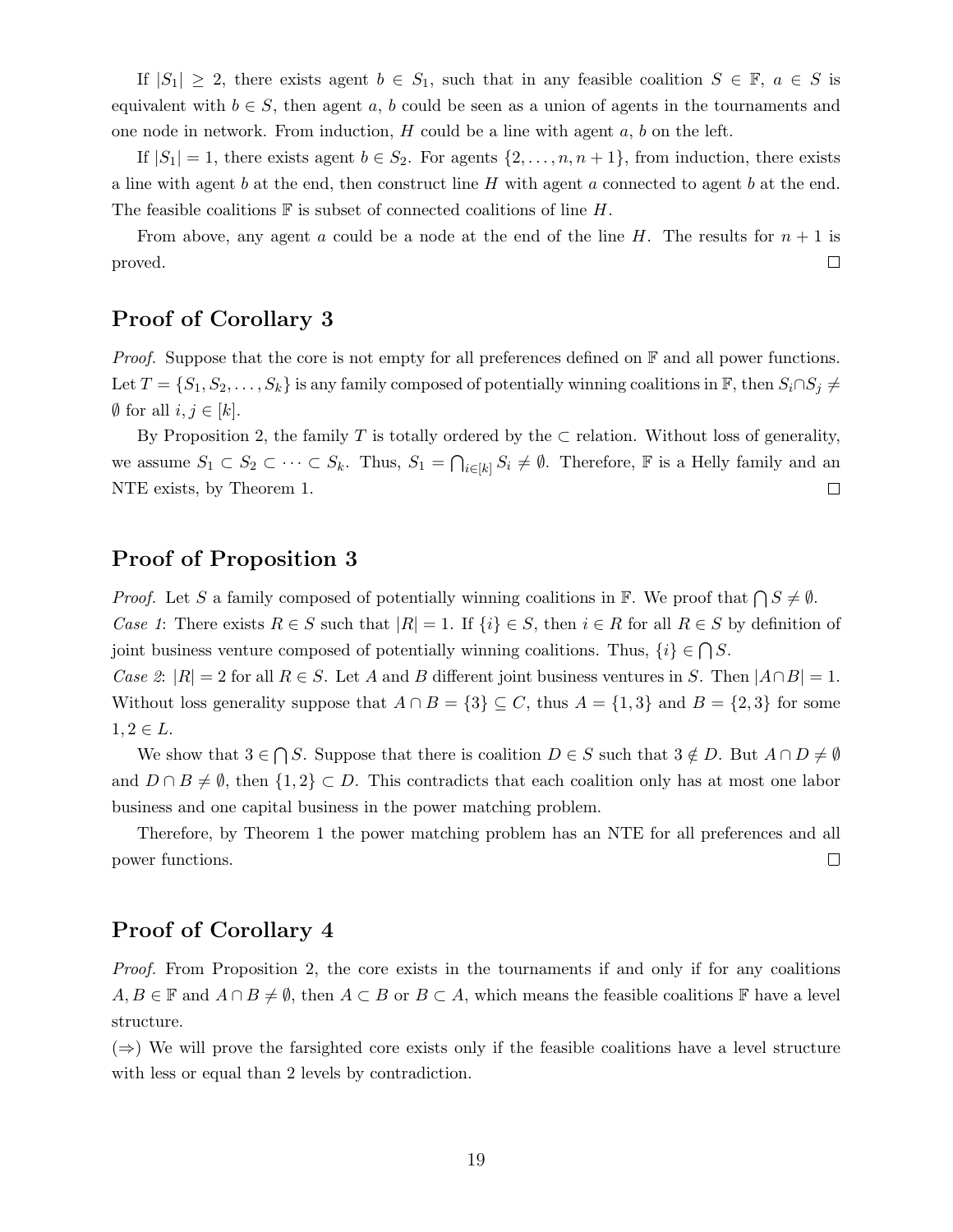If $|S_1| \geq 2$, there exists agent $b \in S_1$, such that in any feasible coalition $S \in \mathbb{F}$, $a \in S$ is equivalent with $b \in S$, then agent $a$, $b$ could be seen as a union of agents in the tournaments and one node in network. From induction, $H$ could be a line with agent $a$, $b$ on the left.

If $|S_1| = 1$, there exists agent $b \in S_2$. For agents $\{2, \ldots, n, n+1\}$, from induction, there exists a line with agent $b$ at the end, then construct line $H$ with agent $a$ connected to agent $b$ at the end. The feasible coalitions $\mathbb{F}$ is subset of connected coalitions of line $H$.

From above, any agent $a$ could be a node at the end of the line $H$. The results for $n+1$ is proved. □

## Proof of Corollary 3

*Proof.* Suppose that the core is not empty for all preferences defined on $\mathbb{F}$ and all power functions. Let $T = \{S_1, S_2, \ldots, S_k\}$ is any family composed of potentially winning coalitions in $\mathbb{F}$, then $S_i \cap S_j \neq \emptyset$ for all $i, j \in [k]$.

By Proposition 2, the family $T$ is totally ordered by the $\subset$ relation. Without loss of generality, we assume $S_1 \subset S_2 \subset \cdots \subset S_k$. Thus, $S_1 = \bigcap_{i \in [k]} S_i \neq \emptyset$. Therefore, $\mathbb{F}$ is a Helly family and an NTE exists, by Theorem 1. □

## Proof of Proposition 3

*Proof.* Let $S$ a family composed of potentially winning coalitions in $\mathbb{F}$. We proof that $\bigcap S \neq \emptyset$.
*Case 1*: There exists $R \in S$ such that $|R| = 1$. If $\{i\} \in S$, then $i \in R$ for all $R \in S$ by definition of joint business venture composed of potentially winning coalitions. Thus, $\{i\} \in \bigcap S$.
*Case 2*: $|R| = 2$ for all $R \in S$. Let $A$ and $B$ different joint business ventures in $S$. Then $|A \cap B| = 1$. Without loss generality suppose that $A \cap B = \{3\} \subseteq C$, thus $A = \{1, 3\}$ and $B = \{2, 3\}$ for some $1, 2 \in L$.

We show that $3 \in \bigcap S$. Suppose that there is coalition $D \in S$ such that $3 \notin D$. But $A \cap D \neq \emptyset$ and $D \cap B \neq \emptyset$, then $\{1, 2\} \subset D$. This contradicts that each coalition only has at most one labor business and one capital business in the power matching problem.

Therefore, by Theorem 1 the power matching problem has an NTE for all preferences and all power functions. □

## Proof of Corollary 4

*Proof.* From Proposition 2, the core exists in the tournaments if and only if for any coalitions $A, B \in \mathbb{F}$ and $A \cap B \neq \emptyset$, then $A \subset B$ or $B \subset A$, which means the feasible coalitions $\mathbb{F}$ have a level structure.
($\Rightarrow$) We will prove the farsighted core exists only if the feasible coalitions have a level structure with less or equal than 2 levels by contradiction.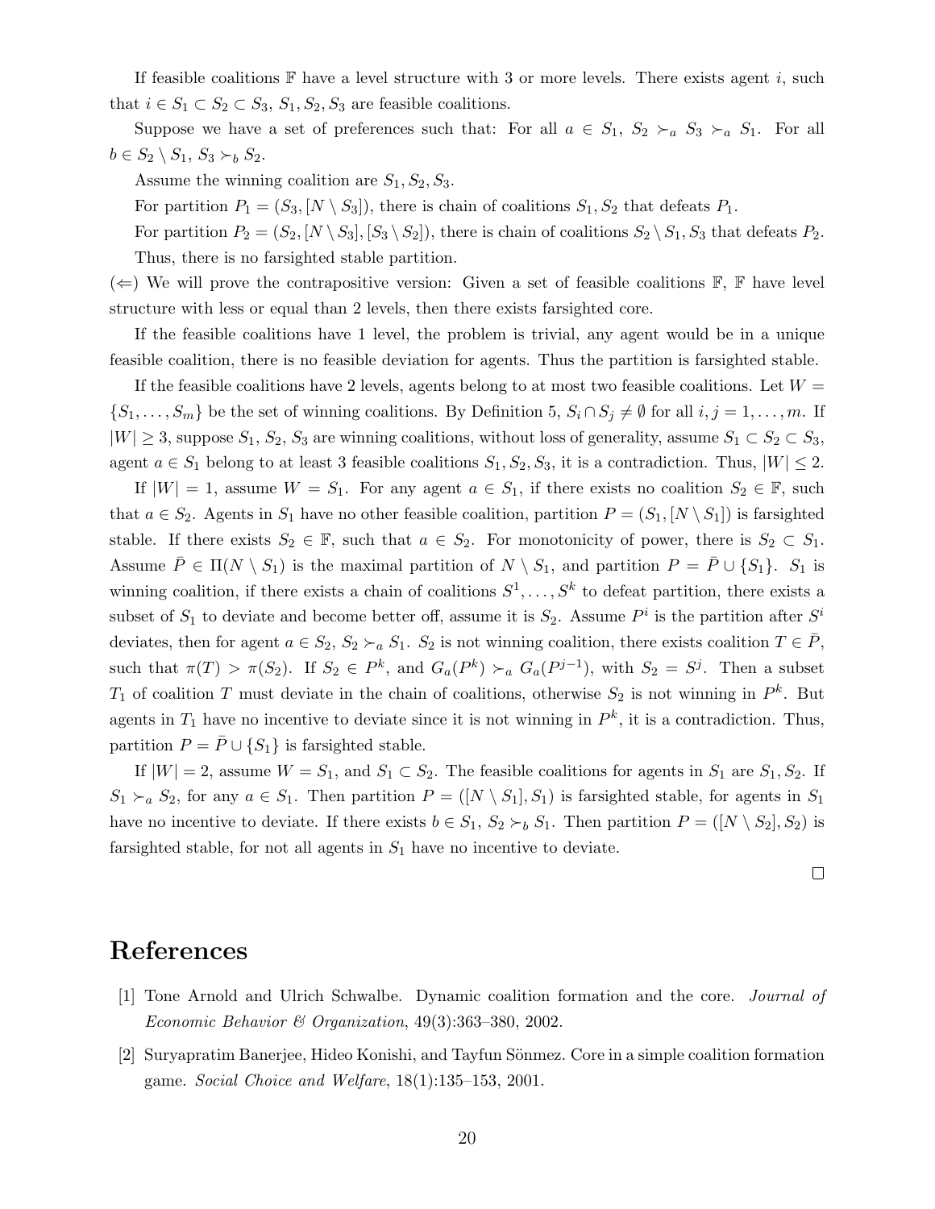If feasible coalitions $\mathbb{F}$ have a level structure with 3 or more levels. There exists agent $i$, such that $i \in S_1 \subset S_2 \subset S_3$, $S_1, S_2, S_3$ are feasible coalitions.

Suppose we have a set of preferences such that: For all $a \in S_1$, $S_2 \succ_a S_3 \succ_a S_1$. For all $b \in S_2 \setminus S_1$, $S_3 \succ_b S_2$.

Assume the winning coalition are $S_1, S_2, S_3$.

For partition $P_1 = (S_3, [N \setminus S_3])$, there is chain of coalitions $S_1, S_2$ that defeats $P_1$.

For partition $P_2 = (S_2, [N \setminus S_3], [S_3 \setminus S_2])$, there is chain of coalitions $S_2 \setminus S_1, S_3$ that defeats $P_2$.

Thus, there is no farsighted stable partition.

($\Leftarrow$) We will prove the contrapositive version: Given a set of feasible coalitions $\mathbb{F}$, $\mathbb{F}$ have level structure with less or equal than 2 levels, then there exists farsighted core.

If the feasible coalitions have 1 level, the problem is trivial, any agent would be in a unique feasible coalition, there is no feasible deviation for agents. Thus the partition is farsighted stable.

If the feasible coalitions have 2 levels, agents belong to at most two feasible coalitions. Let $W = \{S_1, \ldots, S_m\}$ be the set of winning coalitions. By Definition 5, $S_i \cap S_j \neq \emptyset$ for all $i, j = 1, \ldots, m$. If $|W| \geq 3$, suppose $S_1$, $S_2$, $S_3$ are winning coalitions, without loss of generality, assume $S_1 \subset S_2 \subset S_3$, agent $a \in S_1$ belong to at least 3 feasible coalitions $S_1, S_2, S_3$, it is a contradiction. Thus, $|W| \leq 2$.

If $|W| = 1$, assume $W = S_1$. For any agent $a \in S_1$, if there exists no coalition $S_2 \in \mathbb{F}$, such that $a \in S_2$. Agents in $S_1$ have no other feasible coalition, partition $P = (S_1, [N \setminus S_1])$ is farsighted stable. If there exists $S_2 \in \mathbb{F}$, such that $a \in S_2$. For monotonicity of power, there is $S_2 \subset S_1$. Assume $\bar{P} \in \Pi(N \setminus S_1)$ is the maximal partition of $N \setminus S_1$, and partition $P = \bar{P} \cup \{S_1\}$. $S_1$ is winning coalition, if there exists a chain of coalitions $S^1, \ldots, S^k$ to defeat partition, there exists a subset of $S_1$ to deviate and become better off, assume it is $S_2$. Assume $P^i$ is the partition after $S^i$ deviates, then for agent $a \in S_2$, $S_2 \succ_a S_1$. $S_2$ is not winning coalition, there exists coalition $T \in \bar{P}$, such that $\pi(T) > \pi(S_2)$. If $S_2 \in P^k$, and $G_a(P^k) \succ_a G_a(P^{j-1})$, with $S_2 = S^j$. Then a subset $T_1$ of coalition $T$ must deviate in the chain of coalitions, otherwise $S_2$ is not winning in $P^k$. But agents in $T_1$ have no incentive to deviate since it is not winning in $P^k$, it is a contradiction. Thus, partition $P = \bar{P} \cup \{S_1\}$ is farsighted stable.

If $|W| = 2$, assume $W = S_1$, and $S_1 \subset S_2$. The feasible coalitions for agents in $S_1$ are $S_1, S_2$. If $S_1 \succ_a S_2$, for any $a \in S_1$. Then partition $P = ([N \setminus S_1], S_1)$ is farsighted stable, for agents in $S_1$ have no incentive to deviate. If there exists $b \in S_1$, $S_2 \succ_b S_1$. Then partition $P = ([N \setminus S_2], S_2)$ is farsighted stable, for not all agents in $S_1$ have no incentive to deviate.

□

# References

[1] Tone Arnold and Ulrich Schwalbe. Dynamic coalition formation and the core. *Journal of Economic Behavior & Organization*, 49(3):363–380, 2002.

[2] Suryapratim Banerjee, Hideo Konishi, and Tayfun Sönmez. Core in a simple coalition formation game. *Social Choice and Welfare*, 18(1):135–153, 2001.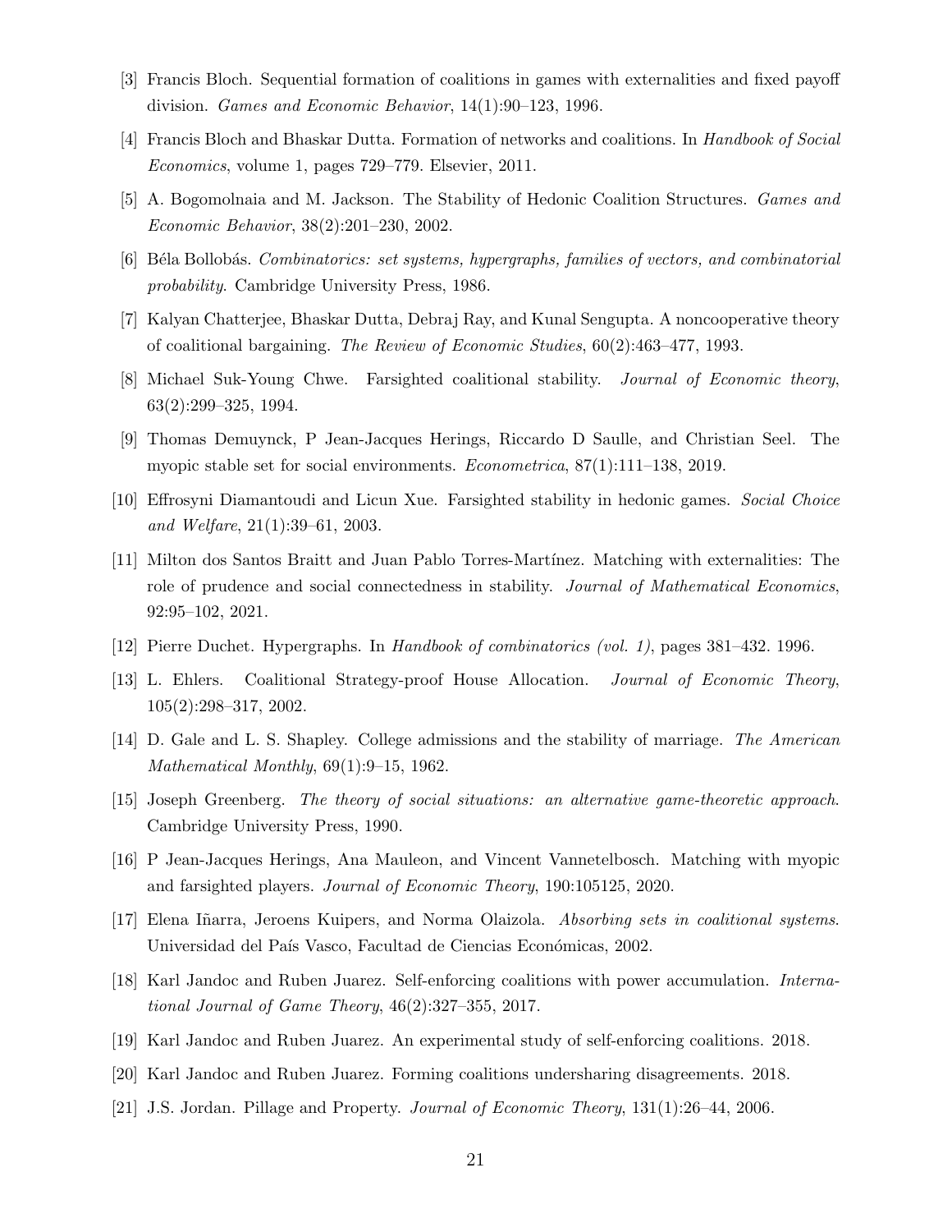[3] Francis Bloch. Sequential formation of coalitions in games with externalities and fixed payoff division. *Games and Economic Behavior*, 14(1):90–123, 1996.

[4] Francis Bloch and Bhaskar Dutta. Formation of networks and coalitions. In *Handbook of Social Economics*, volume 1, pages 729–779. Elsevier, 2011.

[5] A. Bogomolnaia and M. Jackson. The Stability of Hedonic Coalition Structures. *Games and Economic Behavior*, 38(2):201–230, 2002.

[6] Béla Bollobás. *Combinatorics: set systems, hypergraphs, families of vectors, and combinatorial probability*. Cambridge University Press, 1986.

[7] Kalyan Chatterjee, Bhaskar Dutta, Debraj Ray, and Kunal Sengupta. A noncooperative theory of coalitional bargaining. *The Review of Economic Studies*, 60(2):463–477, 1993.

[8] Michael Suk-Young Chwe. Farsighted coalitional stability. *Journal of Economic theory*, 63(2):299–325, 1994.

[9] Thomas Demuynck, P Jean-Jacques Herings, Riccardo D Saulle, and Christian Seel. The myopic stable set for social environments. *Econometrica*, 87(1):111–138, 2019.

[10] Effrosyni Diamantoudi and Licun Xue. Farsighted stability in hedonic games. *Social Choice and Welfare*, 21(1):39–61, 2003.

[11] Milton dos Santos Braitt and Juan Pablo Torres-Martínez. Matching with externalities: The role of prudence and social connectedness in stability. *Journal of Mathematical Economics*, 92:95–102, 2021.

[12] Pierre Duchet. Hypergraphs. In *Handbook of combinatorics (vol. 1)*, pages 381–432. 1996.

[13] L. Ehlers. Coalitional Strategy-proof House Allocation. *Journal of Economic Theory*, 105(2):298–317, 2002.

[14] D. Gale and L. S. Shapley. College admissions and the stability of marriage. *The American Mathematical Monthly*, 69(1):9–15, 1962.

[15] Joseph Greenberg. *The theory of social situations: an alternative game-theoretic approach*. Cambridge University Press, 1990.

[16] P Jean-Jacques Herings, Ana Mauleon, and Vincent Vannetelbosch. Matching with myopic and farsighted players. *Journal of Economic Theory*, 190:105125, 2020.

[17] Elena Iñarra, Jeroens Kuipers, and Norma Olaizola. *Absorbing sets in coalitional systems*. Universidad del País Vasco, Facultad de Ciencias Económicas, 2002.

[18] Karl Jandoc and Ruben Juarez. Self-enforcing coalitions with power accumulation. *International Journal of Game Theory*, 46(2):327–355, 2017.

[19] Karl Jandoc and Ruben Juarez. An experimental study of self-enforcing coalitions. 2018.

[20] Karl Jandoc and Ruben Juarez. Forming coalitions undersharing disagreements. 2018.

[21] J.S. Jordan. Pillage and Property. *Journal of Economic Theory*, 131(1):26–44, 2006.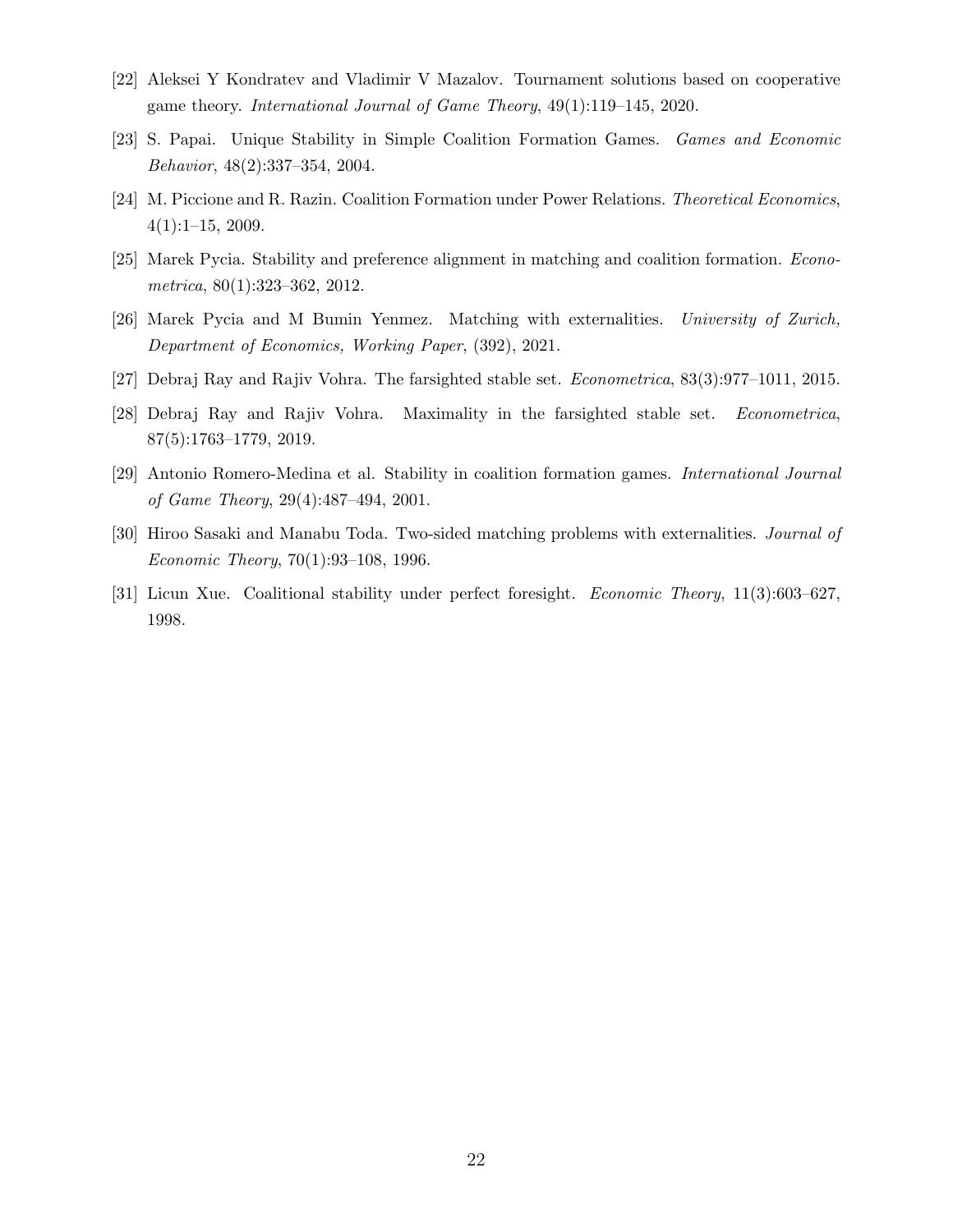[22] Aleksei Y Kondratev and Vladimir V Mazalov. Tournament solutions based on cooperative game theory. *International Journal of Game Theory*, 49(1):119–145, 2020.

[23] S. Papai. Unique Stability in Simple Coalition Formation Games. *Games and Economic Behavior*, 48(2):337–354, 2004.

[24] M. Piccione and R. Razin. Coalition Formation under Power Relations. *Theoretical Economics*, 4(1):1–15, 2009.

[25] Marek Pycia. Stability and preference alignment in matching and coalition formation. *Econometrica*, 80(1):323–362, 2012.

[26] Marek Pycia and M Bumin Yenmez. Matching with externalities. *University of Zurich, Department of Economics, Working Paper*, (392), 2021.

[27] Debraj Ray and Rajiv Vohra. The farsighted stable set. *Econometrica*, 83(3):977–1011, 2015.

[28] Debraj Ray and Rajiv Vohra. Maximality in the farsighted stable set. *Econometrica*, 87(5):1763–1779, 2019.

[29] Antonio Romero-Medina et al. Stability in coalition formation games. *International Journal of Game Theory*, 29(4):487–494, 2001.

[30] Hiroo Sasaki and Manabu Toda. Two-sided matching problems with externalities. *Journal of Economic Theory*, 70(1):93–108, 1996.

[31] Licun Xue. Coalitional stability under perfect foresight. *Economic Theory*, 11(3):603–627, 1998.